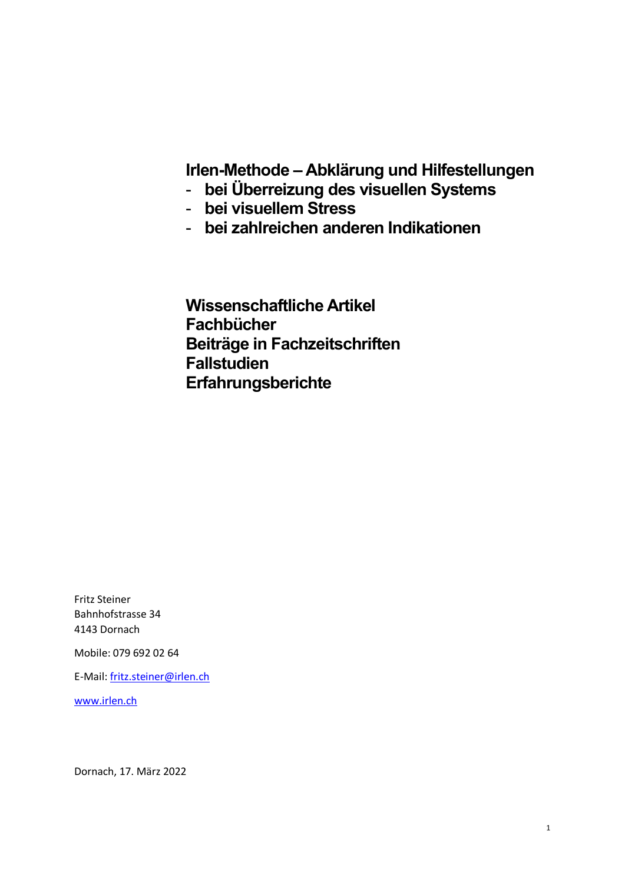# Irlen-Methode – Abklärung und Hilfestellungen

- **bei Überreizung des visuellen Systems**
- **bei visuellem Stress**
- **bei zahlreichen anderen Indikationen**

**Wissenschaftliche Artikel**
**Fachbücher**
**Beiträge in Fachzeitschriften**
**Fallstudien**
**Erfahrungsberichte**

Fritz Steiner
Bahnhofstrasse 34
4143 Dornach

Mobile: 079 692 02 64

E-Mail: fritz.steiner@irlen.ch

www.irlen.ch

Dornach, 17. März 2022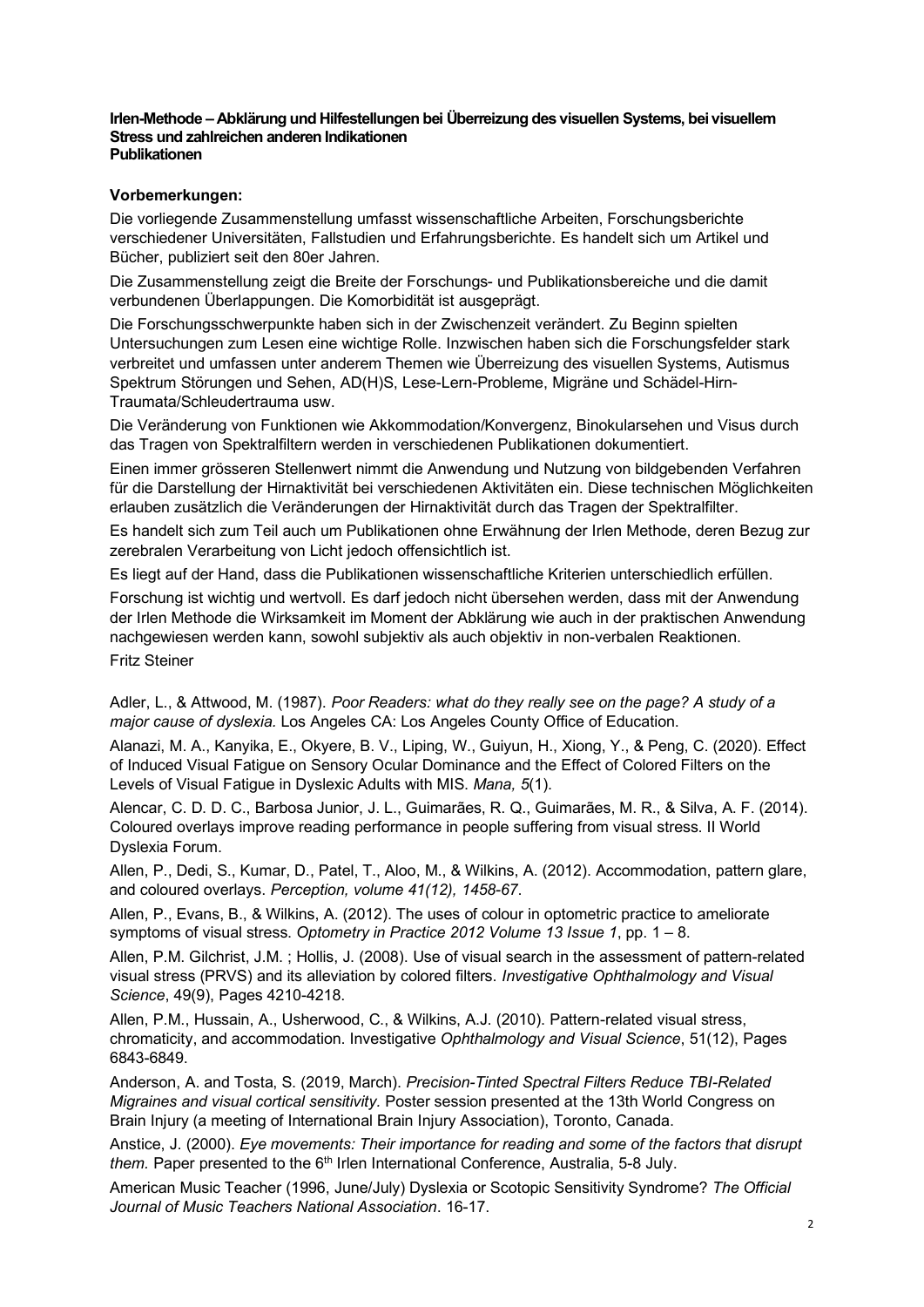**Irlen-Methode – Abklärung und Hilfestellungen bei Überreizung des visuellen Systems, bei visuellem Stress und zahlreichen anderen Indikationen**
**Publikationen**

**Vorbemerkungen:**

Die vorliegende Zusammenstellung umfasst wissenschaftliche Arbeiten, Forschungsberichte verschiedener Universitäten, Fallstudien und Erfahrungsberichte. Es handelt sich um Artikel und Bücher, publiziert seit den 80er Jahren.

Die Zusammenstellung zeigt die Breite der Forschungs- und Publikationsbereiche und die damit verbundenen Überlappungen. Die Komorbidität ist ausgeprägt.

Die Forschungsschwerpunkte haben sich in der Zwischenzeit verändert. Zu Beginn spielten Untersuchungen zum Lesen eine wichtige Rolle. Inzwischen haben sich die Forschungsfelder stark verbreitet und umfassen unter anderem Themen wie Überreizung des visuellen Systems, Autismus Spektrum Störungen und Sehen, AD(H)S, Lese-Lern-Probleme, Migräne und Schädel-Hirn-Traumata/Schleudertrauma usw.

Die Veränderung von Funktionen wie Akkommodation/Konvergenz, Binokularsehen und Visus durch das Tragen von Spektralfiltern werden in verschiedenen Publikationen dokumentiert.

Einen immer grösseren Stellenwert nimmt die Anwendung und Nutzung von bildgebenden Verfahren für die Darstellung der Hirnaktivität bei verschiedenen Aktivitäten ein. Diese technischen Möglichkeiten erlauben zusätzlich die Veränderungen der Hirnaktivität durch das Tragen der Spektralfilter.

Es handelt sich zum Teil auch um Publikationen ohne Erwähnung der Irlen Methode, deren Bezug zur zerebralen Verarbeitung von Licht jedoch offensichtlich ist.

Es liegt auf der Hand, dass die Publikationen wissenschaftliche Kriterien unterschiedlich erfüllen.

Forschung ist wichtig und wertvoll. Es darf jedoch nicht übersehen werden, dass mit der Anwendung der Irlen Methode die Wirksamkeit im Moment der Abklärung wie auch in der praktischen Anwendung nachgewiesen werden kann, sowohl subjektiv als auch objektiv in non-verbalen Reaktionen.

Fritz Steiner

Adler, L., & Attwood, M. (1987). *Poor Readers: what do they really see on the page? A study of a major cause of dyslexia.* Los Angeles CA: Los Angeles County Office of Education.

Alanazi, M. A., Kanyika, E., Okyere, B. V., Liping, W., Guiyun, H., Xiong, Y., & Peng, C. (2020). Effect of Induced Visual Fatigue on Sensory Ocular Dominance and the Effect of Colored Filters on the Levels of Visual Fatigue in Dyslexic Adults with MIS. *Mana, 5*(1).

Alencar, C. D. D. C., Barbosa Junior, J. L., Guimarães, R. Q., Guimarães, M. R., & Silva, A. F. (2014). Coloured overlays improve reading performance in people suffering from visual stress. II World Dyslexia Forum.

Allen, P., Dedi, S., Kumar, D., Patel, T., Aloo, M., & Wilkins, A. (2012). Accommodation, pattern glare, and coloured overlays. *Perception, volume 41(12), 1458-67*.

Allen, P., Evans, B., & Wilkins, A. (2012). The uses of colour in optometric practice to ameliorate symptoms of visual stress. *Optometry in Practice 2012 Volume 13 Issue 1*, pp. 1 – 8.

Allen, P.M. Gilchrist, J.M. ; Hollis, J. (2008). Use of visual search in the assessment of pattern-related visual stress (PRVS) and its alleviation by colored filters. *Investigative Ophthalmology and Visual Science*, 49(9), Pages 4210-4218.

Allen, P.M., Hussain, A., Usherwood, C., & Wilkins, A.J. (2010). Pattern-related visual stress, chromaticity, and accommodation. Investigative *Ophthalmology and Visual Science*, 51(12), Pages 6843-6849.

Anderson, A. and Tosta, S. (2019, March). *Precision-Tinted Spectral Filters Reduce TBI-Related Migraines and visual cortical sensitivity.* Poster session presented at the 13th World Congress on Brain Injury (a meeting of International Brain Injury Association), Toronto, Canada.

Anstice, J. (2000). *Eye movements: Their importance for reading and some of the factors that disrupt them.* Paper presented to the 6th Irlen International Conference, Australia, 5-8 July.

American Music Teacher (1996, June/July) Dyslexia or Scotopic Sensitivity Syndrome? *The Official Journal of Music Teachers National Association*. 16-17.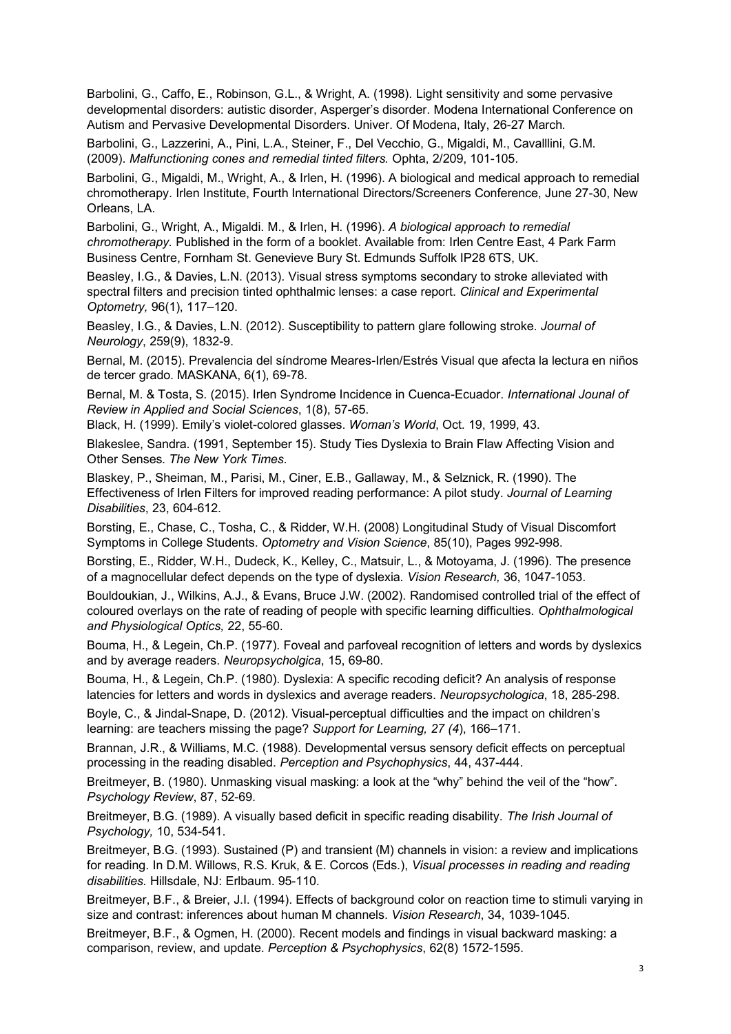Barbolini, G., Caffo, E., Robinson, G.L., & Wright, A. (1998). Light sensitivity and some pervasive developmental disorders: autistic disorder, Asperger's disorder. Modena International Conference on Autism and Pervasive Developmental Disorders. Univer. Of Modena, Italy, 26-27 March.

Barbolini, G., Lazzerini, A., Pini, L.A., Steiner, F., Del Vecchio, G., Migaldi, M., Cavalllini, G.M. (2009). *Malfunctioning cones and remedial tinted filters.* Ophta, 2/209, 101-105.

Barbolini, G., Migaldi, M., Wright, A., & Irlen, H. (1996). A biological and medical approach to remedial chromotherapy. Irlen Institute, Fourth International Directors/Screeners Conference, June 27-30, New Orleans, LA.

Barbolini, G., Wright, A., Migaldi. M., & Irlen, H. (1996). *A biological approach to remedial chromotherapy.* Published in the form of a booklet. Available from: Irlen Centre East, 4 Park Farm Business Centre, Fornham St. Genevieve Bury St. Edmunds Suffolk IP28 6TS, UK.

Beasley, I.G., & Davies, L.N. (2013). Visual stress symptoms secondary to stroke alleviated with spectral filters and precision tinted ophthalmic lenses: a case report. *Clinical and Experimental Optometry,* 96(1), 117–120.

Beasley, I.G., & Davies, L.N. (2012). Susceptibility to pattern glare following stroke. *Journal of Neurology*, 259(9), 1832-9.

Bernal, M. (2015). Prevalencia del síndrome Meares-Irlen/Estrés Visual que afecta la lectura en niños de tercer grado. MASKANA, 6(1), 69-78.

Bernal, M. & Tosta, S. (2015). Irlen Syndrome Incidence in Cuenca-Ecuador. *International Jounal of Review in Applied and Social Sciences*, 1(8), 57-65.

Black, H. (1999). Emily's violet-colored glasses. *Woman's World*, Oct. 19, 1999, 43.

Blakeslee, Sandra. (1991, September 15). Study Ties Dyslexia to Brain Flaw Affecting Vision and Other Senses*. The New York Times*.

Blaskey, P., Sheiman, M., Parisi, M., Ciner, E.B., Gallaway, M., & Selznick, R. (1990). The Effectiveness of Irlen Filters for improved reading performance: A pilot study. *Journal of Learning Disabilities*, 23, 604-612.

Borsting, E., Chase, C., Tosha, C., & Ridder, W.H. (2008) Longitudinal Study of Visual Discomfort Symptoms in College Students. *Optometry and Vision Science*, 85(10), Pages 992-998.

Borsting, E., Ridder, W.H., Dudeck, K., Kelley, C., Matsuir, L., & Motoyama, J. (1996). The presence of a magnocellular defect depends on the type of dyslexia. *Vision Research,* 36, 1047-1053.

Bouldoukian, J., Wilkins, A.J., & Evans, Bruce J.W. (2002). Randomised controlled trial of the effect of coloured overlays on the rate of reading of people with specific learning difficulties. *Ophthalmological and Physiological Optics,* 22, 55-60.

Bouma, H., & Legein, Ch.P. (1977). Foveal and parfoveal recognition of letters and words by dyslexics and by average readers. *Neuropsycholgica*, 15, 69-80.

Bouma, H., & Legein, Ch.P. (1980). Dyslexia: A specific recoding deficit? An analysis of response latencies for letters and words in dyslexics and average readers. *Neuropsychologica*, 18, 285-298.

Boyle, C., & Jindal-Snape, D. (2012). Visual-perceptual difficulties and the impact on children's learning: are teachers missing the page? *Support for Learning, 27 (4*), 166–171.

Brannan, J.R., & Williams, M.C. (1988). Developmental versus sensory deficit effects on perceptual processing in the reading disabled. *Perception and Psychophysics*, 44, 437-444.

Breitmeyer, B. (1980). Unmasking visual masking: a look at the "why" behind the veil of the "how". *Psychology Review*, 87, 52-69.

Breitmeyer, B.G. (1989). A visually based deficit in specific reading disability. *The Irish Journal of Psychology,* 10, 534-541.

Breitmeyer, B.G. (1993). Sustained (P) and transient (M) channels in vision: a review and implications for reading. In D.M. Willows, R.S. Kruk, & E. Corcos (Eds.), *Visual processes in reading and reading disabilities.* Hillsdale, NJ: Erlbaum. 95-110.

Breitmeyer, B.F., & Breier, J.I. (1994). Effects of background color on reaction time to stimuli varying in size and contrast: inferences about human M channels. *Vision Research*, 34, 1039-1045.

Breitmeyer, B.F., & Ogmen, H. (2000). Recent models and findings in visual backward masking: a comparison, review, and update. *Perception & Psychophysics*, 62(8) 1572-1595.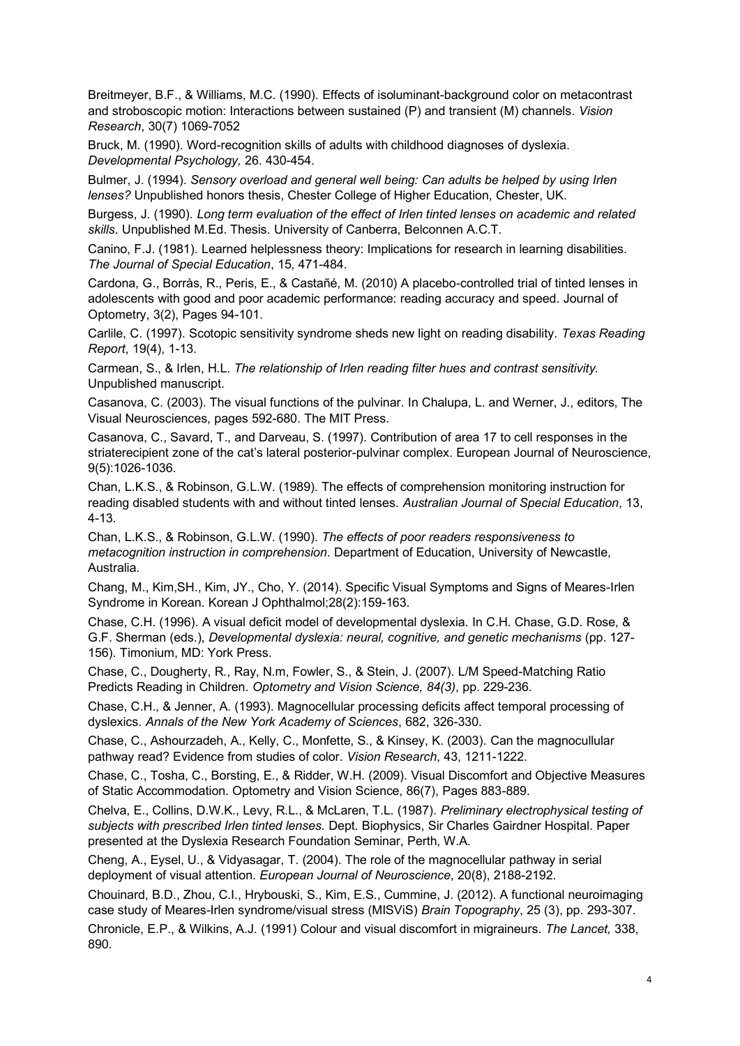Breitmeyer, B.F., & Williams, M.C. (1990). Effects of isoluminant-background color on metacontrast and stroboscopic motion: Interactions between sustained (P) and transient (M) channels. *Vision Research*, 30(7) 1069-7052

Bruck, M. (1990). Word-recognition skills of adults with childhood diagnoses of dyslexia. *Developmental Psychology,* 26. 430-454.

Bulmer, J. (1994). *Sensory overload and general well being: Can adults be helped by using Irlen lenses?* Unpublished honors thesis, Chester College of Higher Education, Chester, UK.

Burgess, J. (1990). *Long term evaluation of the effect of Irlen tinted lenses on academic and related skills*. Unpublished M.Ed. Thesis. University of Canberra, Belconnen A.C.T.

Canino, F.J. (1981). Learned helplessness theory: Implications for research in learning disabilities. *The Journal of Special Education*, 15, 471-484.

Cardona, G., Borràs, R., Peris, E., & Castañé, M. (2010) A placebo-controlled trial of tinted lenses in adolescents with good and poor academic performance: reading accuracy and speed. Journal of Optometry, 3(2), Pages 94-101.

Carlile, C. (1997). Scotopic sensitivity syndrome sheds new light on reading disability. *Texas Reading Report*, 19(4), 1-13.

Carmean, S., & Irlen, H.L. *The relationship of Irlen reading filter hues and contrast sensitivity.* Unpublished manuscript.

Casanova, C. (2003). The visual functions of the pulvinar. In Chalupa, L. and Werner, J., editors, The Visual Neurosciences, pages 592-680. The MIT Press.

Casanova, C., Savard, T., and Darveau, S. (1997). Contribution of area 17 to cell responses in the striaterecipient zone of the cat's lateral posterior-pulvinar complex. European Journal of Neuroscience, 9(5):1026-1036.

Chan, L.K.S., & Robinson, G.L.W. (1989). The effects of comprehension monitoring instruction for reading disabled students with and without tinted lenses. *Australian Journal of Special Education*, 13, 4-13.

Chan, L.K.S., & Robinson, G.L.W. (1990). *The effects of poor readers responsiveness to metacognition instruction in comprehension*. Department of Education, University of Newcastle, Australia.

Chang, M., Kim,SH., Kim, JY., Cho, Y. (2014). Specific Visual Symptoms and Signs of Meares-Irlen Syndrome in Korean. Korean J Ophthalmol;28(2):159-163.

Chase, C.H. (1996). A visual deficit model of developmental dyslexia. In C.H. Chase, G.D. Rose, & G.F. Sherman (eds.), *Developmental dyslexia: neural, cognitive, and genetic mechanisms* (pp. 127-156). Timonium, MD: York Press.

Chase, C., Dougherty, R., Ray, N.m, Fowler, S., & Stein, J. (2007). L/M Speed-Matching Ratio Predicts Reading in Children. *Optometry and Vision Science, 84(3)*, pp. 229-236.

Chase, C.H., & Jenner, A. (1993). Magnocellular processing deficits affect temporal processing of dyslexics. *Annals of the New York Academy of Sciences*, 682, 326-330.

Chase, C., Ashourzadeh, A., Kelly, C., Monfette, S., & Kinsey, K. (2003). Can the magnocullular pathway read? Evidence from studies of color. *Vision Research*, 43, 1211-1222.

Chase, C., Tosha, C., Borsting, E., & Ridder, W.H. (2009). Visual Discomfort and Objective Measures of Static Accommodation. Optometry and Vision Science, 86(7), Pages 883-889.

Chelva, E., Collins, D.W.K., Levy, R.L., & McLaren, T.L. (1987). *Preliminary electrophysical testing of subjects with prescribed Irlen tinted lenses.* Dept. Biophysics, Sir Charles Gairdner Hospital. Paper presented at the Dyslexia Research Foundation Seminar, Perth, W.A.

Cheng, A., Eysel, U., & Vidyasagar, T. (2004). The role of the magnocellular pathway in serial deployment of visual attention. *European Journal of Neuroscience*, 20(8), 2188-2192.

Chouinard, B.D., Zhou, C.I., Hrybouski, S., Kim, E.S., Cummine, J. (2012). A functional neuroimaging case study of Meares-Irlen syndrome/visual stress (MISViS) *Brain Topography*, 25 (3), pp. 293-307.

Chronicle, E.P., & Wilkins, A.J. (1991) Colour and visual discomfort in migraineurs. *The Lancet,* 338, 890.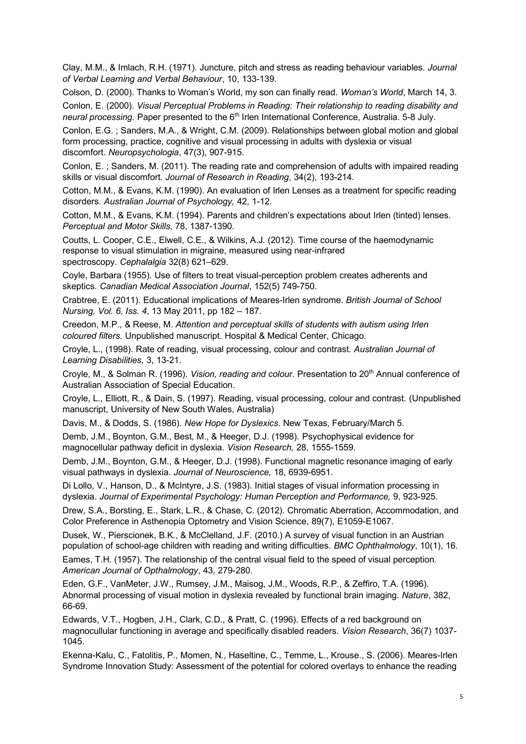Clay, M.M., & Imlach, R.H. (1971). Juncture, pitch and stress as reading behaviour variables. *Journal of Verbal Learning and Verbal Behaviour*, 10, 133-139.

Colson, D. (2000). Thanks to Woman's World, my son can finally read. *Woman's World*, March 14, 3.

Conlon, E. (2000). *Visual Perceptual Problems in Reading: Their relationship to reading disability and neural processing*. Paper presented to the 6th Irlen International Conference, Australia. 5-8 July.

Conlon, E.G. ; Sanders, M.A., & Wright, C.M. (2009). Relationships between global motion and global form processing, practice, cognitive and visual processing in adults with dyslexia or visual discomfort. *Neuropsychologia*, 47(3), 907-915.

Conlon, E. ; Sanders, M. (2011). The reading rate and comprehension of adults with impaired reading skills or visual discomfort. *Journal of Research in Reading*, 34(2), 193-214.

Cotton, M.M., & Evans, K.M. (1990). An evaluation of Irlen Lenses as a treatment for specific reading disorders. *Australian Journal of Psychology,* 42, 1-12.

Cotton, M.M., & Evans, K.M. (1994). Parents and children's expectations about Irlen (tinted) lenses. *Perceptual and Motor Skills,* 78, 1387-1390.

Coutts, L. Cooper, C.E., Elwell, C.E., & Wilkins, A.J. (2012). Time course of the haemodynamic response to visual stimulation in migraine, measured using near-infrared spectroscopy. *Cephalalgia* 32(8) 621–629.

Coyle, Barbara (1955). Use of filters to treat visual-perception problem creates adherents and skeptics. *Canadian Medical Association Journal*, 152(5) 749-750.

Crabtree, E. (2011). Educational implications of Meares-Irlen syndrome. *British Journal of School Nursing, Vol. 6, Iss. 4*, 13 May 2011, pp 182 – 187.

Creedon, M.P., & Reese, M. *Attention and perceptual skills of students with autism using Irlen coloured filters.* Unpublished manuscript. Hospital & Medical Center, Chicago.

Croyle, L., (1998). Rate of reading, visual processing, colour and contrast. *Australian Journal of Learning Disabilities,* 3, 13-21.

Croyle, M., & Solman R. (1996). *Vision, reading and colour*. Presentation to 20th Annual conference of Australian Association of Special Education.

Croyle, L., Elliott, R., & Dain, S. (1997). Reading, visual processing, colour and contrast. (Unpublished manuscript, University of New South Wales, Australia)

Davis, M., & Dodds, S. (1986). *New Hope for Dyslexics*. New Texas, February/March 5.

Demb, J.M., Boynton, G.M., Best, M., & Heeger, D.J. (1998). Psychophysical evidence for magnocellular pathway deficit in dyslexia. *Vision Research,* 28, 1555-1559.

Demb, J.M., Boynton, G.M., & Heeger, D.J. (1998). Functional magnetic resonance imaging of early visual pathways in dyslexia. *Journal of Neuroscience,* 18, 6939-6951.

Di Lollo, V., Hanson, D., & McIntyre, J.S. (1983). Initial stages of visual information processing in dyslexia. *Journal of Experimental Psychology: Human Perception and Performance,* 9, 923-925.

Drew, S.A., Borsting, E., Stark, L.R., & Chase, C. (2012). Chromatic Aberration, Accommodation, and Color Preference in Asthenopia Optometry and Vision Science, 89(7), E1059-E1067.

Dusek, W., Pierscionek, B.K., & McClelland, J.F. (2010.) A survey of visual function in an Austrian population of school-age children with reading and writing difficulties. *BMC Ophthalmology*, 10(1), 16.

Eames, T.H. (1957). The relationship of the central visual field to the speed of visual perception. *American Journal of Opthalmology*, 43, 279-280.

Eden, G.F., VanMeter, J.W., Rumsey, J.M., Maisog, J.M., Woods, R.P., & Zeffiro, T.A. (1996). Abnormal processing of visual motion in dyslexia revealed by functional brain imaging. *Nature*, 382, 66-69.

Edwards, V.T., Hogben, J.H., Clark, C.D., & Pratt, C. (1996). Effects of a red background on magnocullular functioning in average and specifically disabled readers. *Vision Research*, 36(7) 1037-1045.

Ekenna-Kalu, C., Fatolitis, P., Momen, N., Haseltine, C., Temme, L., Krouse., S. (2006). Meares-Irlen Syndrome Innovation Study: Assessment of the potential for colored overlays to enhance the reading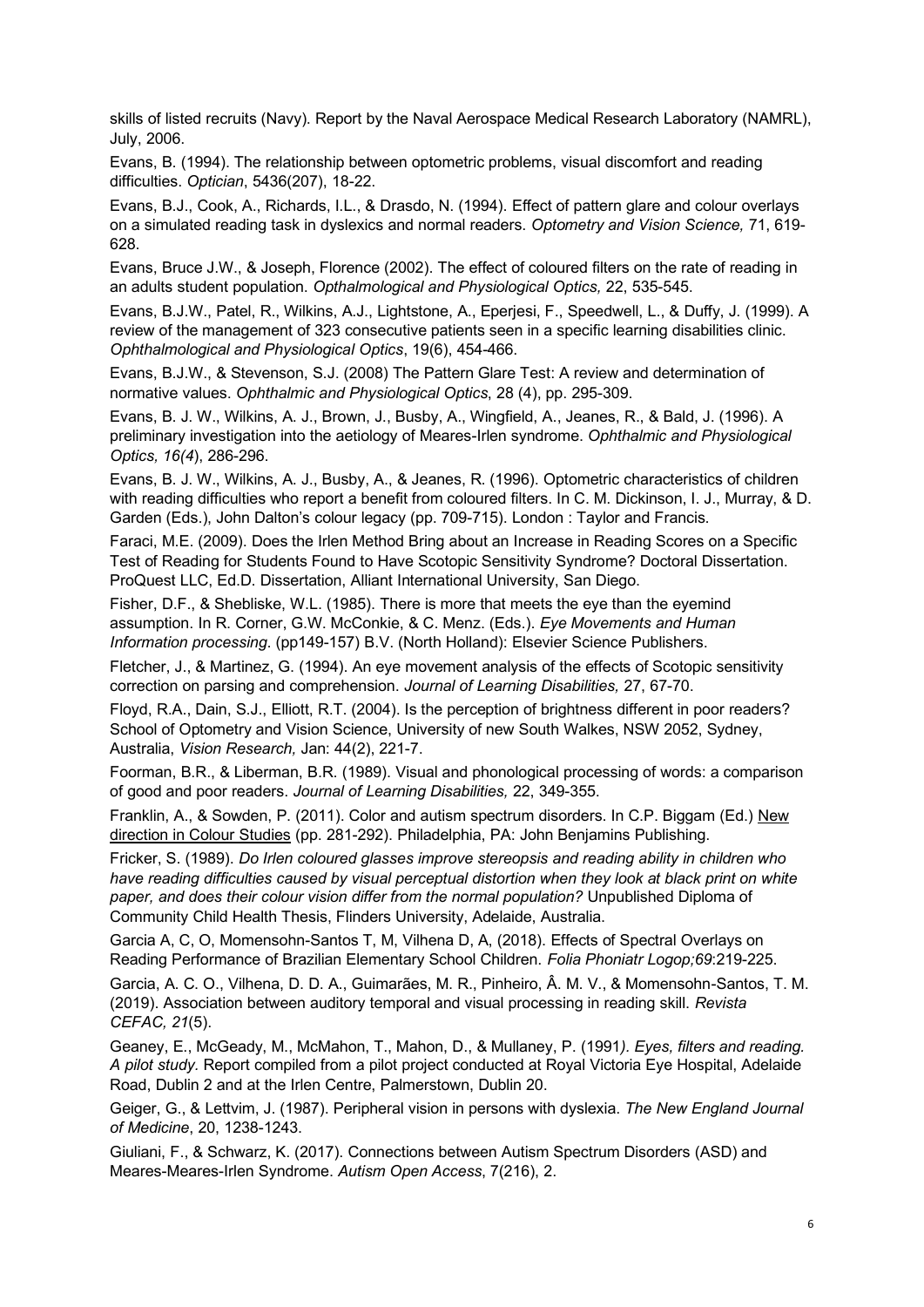skills of listed recruits (Navy). Report by the Naval Aerospace Medical Research Laboratory (NAMRL), July, 2006.

Evans, B. (1994). The relationship between optometric problems, visual discomfort and reading difficulties. *Optician*, 5436(207), 18-22.

Evans, B.J., Cook, A., Richards, I.L., & Drasdo, N. (1994). Effect of pattern glare and colour overlays on a simulated reading task in dyslexics and normal readers. *Optometry and Vision Science,* 71, 619-628.

Evans, Bruce J.W., & Joseph, Florence (2002). The effect of coloured filters on the rate of reading in an adults student population. *Opthalmological and Physiological Optics,* 22, 535-545.

Evans, B.J.W., Patel, R., Wilkins, A.J., Lightstone, A., Eperjesi, F., Speedwell, L., & Duffy, J. (1999). A review of the management of 323 consecutive patients seen in a specific learning disabilities clinic. *Ophthalmological and Physiological Optics*, 19(6), 454-466.

Evans, B.J.W., & Stevenson, S.J. (2008) The Pattern Glare Test: A review and determination of normative values. *Ophthalmic and Physiological Optics*, 28 (4), pp. 295-309.

Evans, B. J. W., Wilkins, A. J., Brown, J., Busby, A., Wingfield, A., Jeanes, R., & Bald, J. (1996). A preliminary investigation into the aetiology of Meares-Irlen syndrome. *Ophthalmic and Physiological Optics, 16(4*), 286-296.

Evans, B. J. W., Wilkins, A. J., Busby, A., & Jeanes, R. (1996). Optometric characteristics of children with reading difficulties who report a benefit from coloured filters. In C. M. Dickinson, I. J., Murray, & D. Garden (Eds.), John Dalton's colour legacy (pp. 709-715). London : Taylor and Francis.

Faraci, M.E. (2009). Does the Irlen Method Bring about an Increase in Reading Scores on a Specific Test of Reading for Students Found to Have Scotopic Sensitivity Syndrome? Doctoral Dissertation. ProQuest LLC, Ed.D. Dissertation, Alliant International University, San Diego.

Fisher, D.F., & Shebliske, W.L. (1985). There is more that meets the eye than the eyemind assumption. In R. Corner, G.W. McConkie, & C. Menz. (Eds.). *Eye Movements and Human Information processing*. (pp149-157) B.V. (North Holland): Elsevier Science Publishers.

Fletcher, J., & Martinez, G. (1994). An eye movement analysis of the effects of Scotopic sensitivity correction on parsing and comprehension. *Journal of Learning Disabilities,* 27, 67-70.

Floyd, R.A., Dain, S.J., Elliott, R.T. (2004). Is the perception of brightness different in poor readers? School of Optometry and Vision Science, University of new South Walkes, NSW 2052, Sydney, Australia, *Vision Research,* Jan: 44(2), 221-7.

Foorman, B.R., & Liberman, B.R. (1989). Visual and phonological processing of words: a comparison of good and poor readers. *Journal of Learning Disabilities,* 22, 349-355.

Franklin, A., & Sowden, P. (2011). Color and autism spectrum disorders. In C.P. Biggam (Ed.) New direction in Colour Studies (pp. 281-292). Philadelphia, PA: John Benjamins Publishing.

Fricker, S. (1989). *Do Irlen coloured glasses improve stereopsis and reading ability in children who have reading difficulties caused by visual perceptual distortion when they look at black print on white paper, and does their colour vision differ from the normal population?* Unpublished Diploma of Community Child Health Thesis, Flinders University, Adelaide, Australia.

Garcia A, C, O, Momensohn-Santos T, M, Vilhena D, A, (2018). Effects of Spectral Overlays on Reading Performance of Brazilian Elementary School Children. *Folia Phoniatr Logop;69*:219-225.

Garcia, A. C. O., Vilhena, D. D. A., Guimarães, M. R., Pinheiro, Â. M. V., & Momensohn-Santos, T. M. (2019). Association between auditory temporal and visual processing in reading skill. *Revista CEFAC, 21*(5).

Geaney, E., McGeady, M., McMahon, T., Mahon, D., & Mullaney, P. (1991*). Eyes, filters and reading. A pilot study.* Report compiled from a pilot project conducted at Royal Victoria Eye Hospital, Adelaide Road, Dublin 2 and at the Irlen Centre, Palmerstown, Dublin 20.

Geiger, G., & Lettvim, J. (1987). Peripheral vision in persons with dyslexia. *The New England Journal of Medicine*, 20, 1238-1243.

Giuliani, F., & Schwarz, K. (2017). Connections between Autism Spectrum Disorders (ASD) and Meares-Meares-Irlen Syndrome. *Autism Open Access*, 7(216), 2.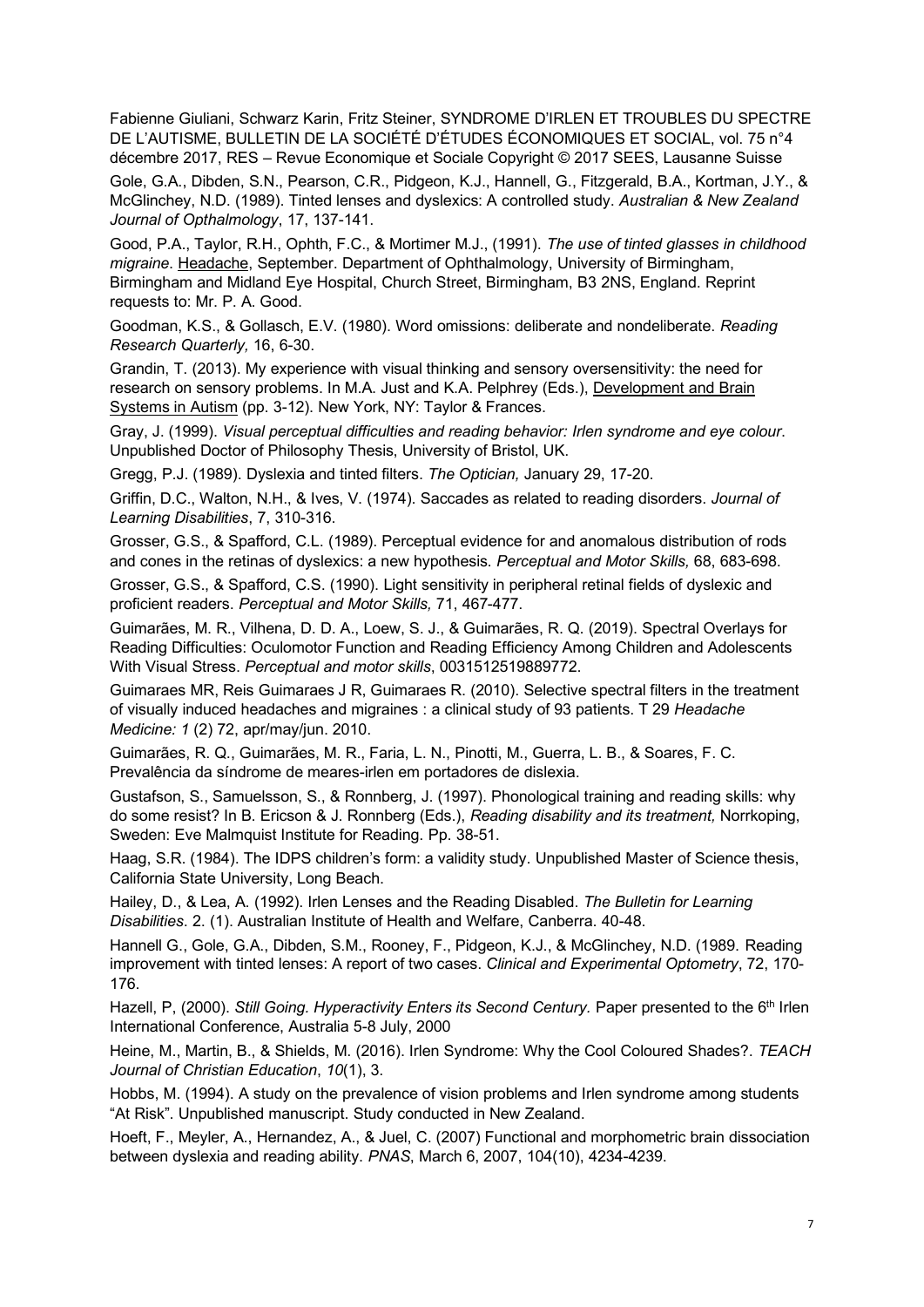Fabienne Giuliani, Schwarz Karin, Fritz Steiner, SYNDROME D'IRLEN ET TROUBLES DU SPECTRE DE L'AUTISME, BULLETIN DE LA SOCIÉTÉ D'ÉTUDES ÉCONOMIQUES ET SOCIAL, vol. 75 n°4 décembre 2017, RES – Revue Economique et Sociale Copyright © 2017 SEES, Lausanne Suisse

Gole, G.A., Dibden, S.N., Pearson, C.R., Pidgeon, K.J., Hannell, G., Fitzgerald, B.A., Kortman, J.Y., & McGlinchey, N.D. (1989). Tinted lenses and dyslexics: A controlled study. *Australian & New Zealand Journal of Opthalmology*, 17, 137-141.

Good, P.A., Taylor, R.H., Ophth, F.C., & Mortimer M.J., (1991). *The use of tinted glasses in childhood migraine*. Headache, September. Department of Ophthalmology, University of Birmingham, Birmingham and Midland Eye Hospital, Church Street, Birmingham, B3 2NS, England. Reprint requests to: Mr. P. A. Good.

Goodman, K.S., & Gollasch, E.V. (1980). Word omissions: deliberate and nondeliberate. *Reading Research Quarterly,* 16, 6-30.

Grandin, T. (2013). My experience with visual thinking and sensory oversensitivity: the need for research on sensory problems. In M.A. Just and K.A. Pelphrey (Eds.), Development and Brain Systems in Autism (pp. 3-12). New York, NY: Taylor & Frances.

Gray, J. (1999). *Visual perceptual difficulties and reading behavior: Irlen syndrome and eye colour*. Unpublished Doctor of Philosophy Thesis, University of Bristol, UK.

Gregg, P.J. (1989). Dyslexia and tinted filters. *The Optician,* January 29, 17-20.

Griffin, D.C., Walton, N.H., & Ives, V. (1974). Saccades as related to reading disorders. *Journal of Learning Disabilities*, 7, 310-316.

Grosser, G.S., & Spafford, C.L. (1989). Perceptual evidence for and anomalous distribution of rods and cones in the retinas of dyslexics: a new hypothesis. *Perceptual and Motor Skills,* 68, 683-698.

Grosser, G.S., & Spafford, C.S. (1990). Light sensitivity in peripheral retinal fields of dyslexic and proficient readers. *Perceptual and Motor Skills,* 71, 467-477.

Guimarães, M. R., Vilhena, D. D. A., Loew, S. J., & Guimarães, R. Q. (2019). Spectral Overlays for Reading Difficulties: Oculomotor Function and Reading Efficiency Among Children and Adolescents With Visual Stress. *Perceptual and motor skills*, 0031512519889772.

Guimaraes MR, Reis Guimaraes J R, Guimaraes R. (2010). Selective spectral filters in the treatment of visually induced headaches and migraines : a clinical study of 93 patients. T 29 *Headache Medicine: 1* (2) 72, apr/may/jun. 2010.

Guimarães, R. Q., Guimarães, M. R., Faria, L. N., Pinotti, M., Guerra, L. B., & Soares, F. C. Prevalência da síndrome de meares-irlen em portadores de dislexia.

Gustafson, S., Samuelsson, S., & Ronnberg, J. (1997). Phonological training and reading skills: why do some resist? In B. Ericson & J. Ronnberg (Eds.), *Reading disability and its treatment,* Norrkoping, Sweden: Eve Malmquist Institute for Reading. Pp. 38-51.

Haag, S.R. (1984). The IDPS children's form: a validity study. Unpublished Master of Science thesis, California State University, Long Beach.

Hailey, D., & Lea, A. (1992). Irlen Lenses and the Reading Disabled. *The Bulletin for Learning Disabilities.* 2. (1). Australian Institute of Health and Welfare, Canberra. 40-48.

Hannell G., Gole, G.A., Dibden, S.M., Rooney, F., Pidgeon, K.J., & McGlinchey, N.D. (1989. Reading improvement with tinted lenses: A report of two cases. *Clinical and Experimental Optometry*, 72, 170-176.

Hazell, P, (2000). *Still Going. Hyperactivity Enters its Second Century.* Paper presented to the 6th Irlen International Conference, Australia 5-8 July, 2000

Heine, M., Martin, B., & Shields, M. (2016). Irlen Syndrome: Why the Cool Coloured Shades?. *TEACH Journal of Christian Education*, *10*(1), 3.

Hobbs, M. (1994). A study on the prevalence of vision problems and Irlen syndrome among students "At Risk". Unpublished manuscript. Study conducted in New Zealand.

Hoeft, F., Meyler, A., Hernandez, A., & Juel, C. (2007) Functional and morphometric brain dissociation between dyslexia and reading ability. *PNAS*, March 6, 2007, 104(10), 4234-4239.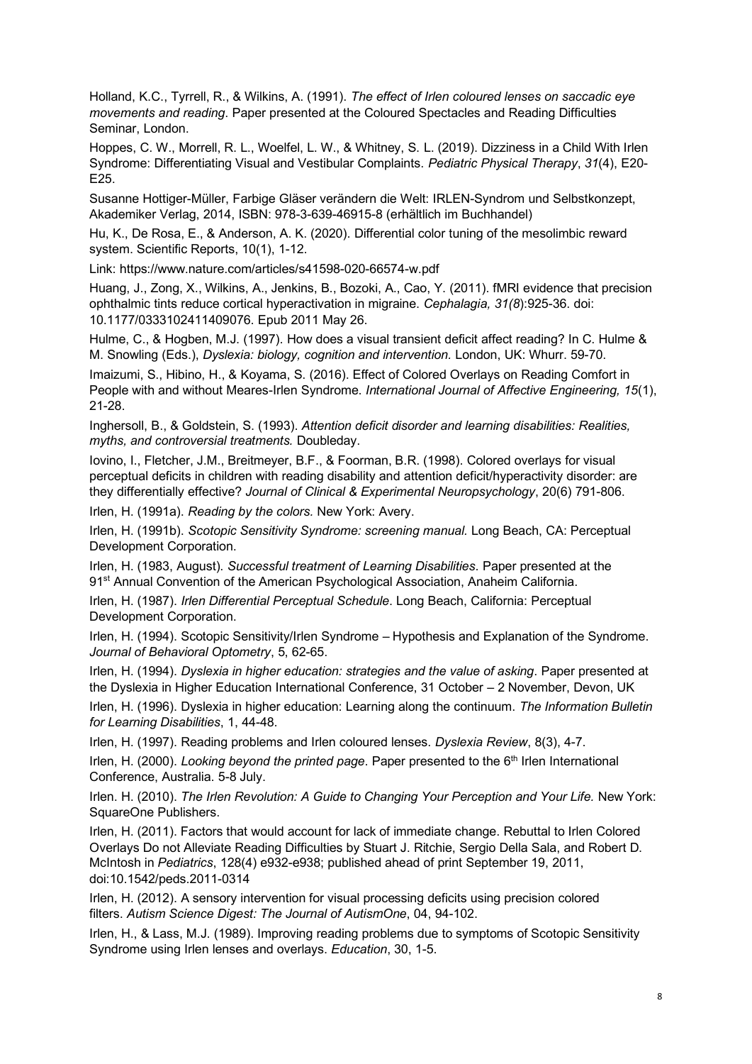Holland, K.C., Tyrrell, R., & Wilkins, A. (1991). *The effect of Irlen coloured lenses on saccadic eye movements and reading*. Paper presented at the Coloured Spectacles and Reading Difficulties Seminar, London.

Hoppes, C. W., Morrell, R. L., Woelfel, L. W., & Whitney, S. L. (2019). Dizziness in a Child With Irlen Syndrome: Differentiating Visual and Vestibular Complaints. *Pediatric Physical Therapy*, *31*(4), E20-E25.

Susanne Hottiger-Müller, Farbige Gläser verändern die Welt: IRLEN-Syndrom und Selbstkonzept, Akademiker Verlag, 2014, ISBN: 978-3-639-46915-8 (erhältlich im Buchhandel)

Hu, K., De Rosa, E., & Anderson, A. K. (2020). Differential color tuning of the mesolimbic reward system. Scientific Reports, 10(1), 1-12.

Link: https://www.nature.com/articles/s41598-020-66574-w.pdf

Huang, J., Zong, X., Wilkins, A., Jenkins, B., Bozoki, A., Cao, Y. (2011). fMRI evidence that precision ophthalmic tints reduce cortical hyperactivation in migraine. *Cephalagia, 31(8)*:925-36. doi: 10.1177/0333102411409076. Epub 2011 May 26.

Hulme, C., & Hogben, M.J. (1997). How does a visual transient deficit affect reading? In C. Hulme & M. Snowling (Eds.), *Dyslexia: biology, cognition and intervention.* London, UK: Whurr. 59-70.

Imaizumi, S., Hibino, H., & Koyama, S. (2016). Effect of Colored Overlays on Reading Comfort in People with and without Meares-Irlen Syndrome. *International Journal of Affective Engineering, 15*(1), 21-28.

Inghersoll, B., & Goldstein, S. (1993). *Attention deficit disorder and learning disabilities: Realities, myths, and controversial treatments.* Doubleday.

Iovino, I., Fletcher, J.M., Breitmeyer, B.F., & Foorman, B.R. (1998). Colored overlays for visual perceptual deficits in children with reading disability and attention deficit/hyperactivity disorder: are they differentially effective? *Journal of Clinical & Experimental Neuropsychology*, 20(6) 791-806.

Irlen, H. (1991a). *Reading by the colors.* New York: Avery.

Irlen, H. (1991b). *Scotopic Sensitivity Syndrome: screening manual.* Long Beach, CA: Perceptual Development Corporation.

Irlen, H. (1983, August). *Successful treatment of Learning Disabilities*. Paper presented at the 91st Annual Convention of the American Psychological Association, Anaheim California.

Irlen, H. (1987). *Irlen Differential Perceptual Schedule*. Long Beach, California: Perceptual Development Corporation.

Irlen, H. (1994). Scotopic Sensitivity/Irlen Syndrome – Hypothesis and Explanation of the Syndrome. *Journal of Behavioral Optometry*, 5, 62-65.

Irlen, H. (1994). *Dyslexia in higher education: strategies and the value of asking*. Paper presented at the Dyslexia in Higher Education International Conference, 31 October – 2 November, Devon, UK

Irlen, H. (1996). Dyslexia in higher education: Learning along the continuum. *The Information Bulletin for Learning Disabilities*, 1, 44-48.

Irlen, H. (1997). Reading problems and Irlen coloured lenses. *Dyslexia Review*, 8(3), 4-7.

Irlen, H. (2000). *Looking beyond the printed page*. Paper presented to the 6th Irlen International Conference, Australia. 5-8 July.

Irlen. H. (2010). *The Irlen Revolution: A Guide to Changing Your Perception and Your Life.* New York: SquareOne Publishers.

Irlen, H. (2011). Factors that would account for lack of immediate change. Rebuttal to Irlen Colored Overlays Do not Alleviate Reading Difficulties by Stuart J. Ritchie, Sergio Della Sala, and Robert D. McIntosh in *Pediatrics*, 128(4) e932-e938; published ahead of print September 19, 2011, doi:10.1542/peds.2011-0314

Irlen, H. (2012). A sensory intervention for visual processing deficits using precision colored filters. *Autism Science Digest: The Journal of AutismOne*, 04, 94-102.

Irlen, H., & Lass, M.J. (1989). Improving reading problems due to symptoms of Scotopic Sensitivity Syndrome using Irlen lenses and overlays. *Education*, 30, 1-5.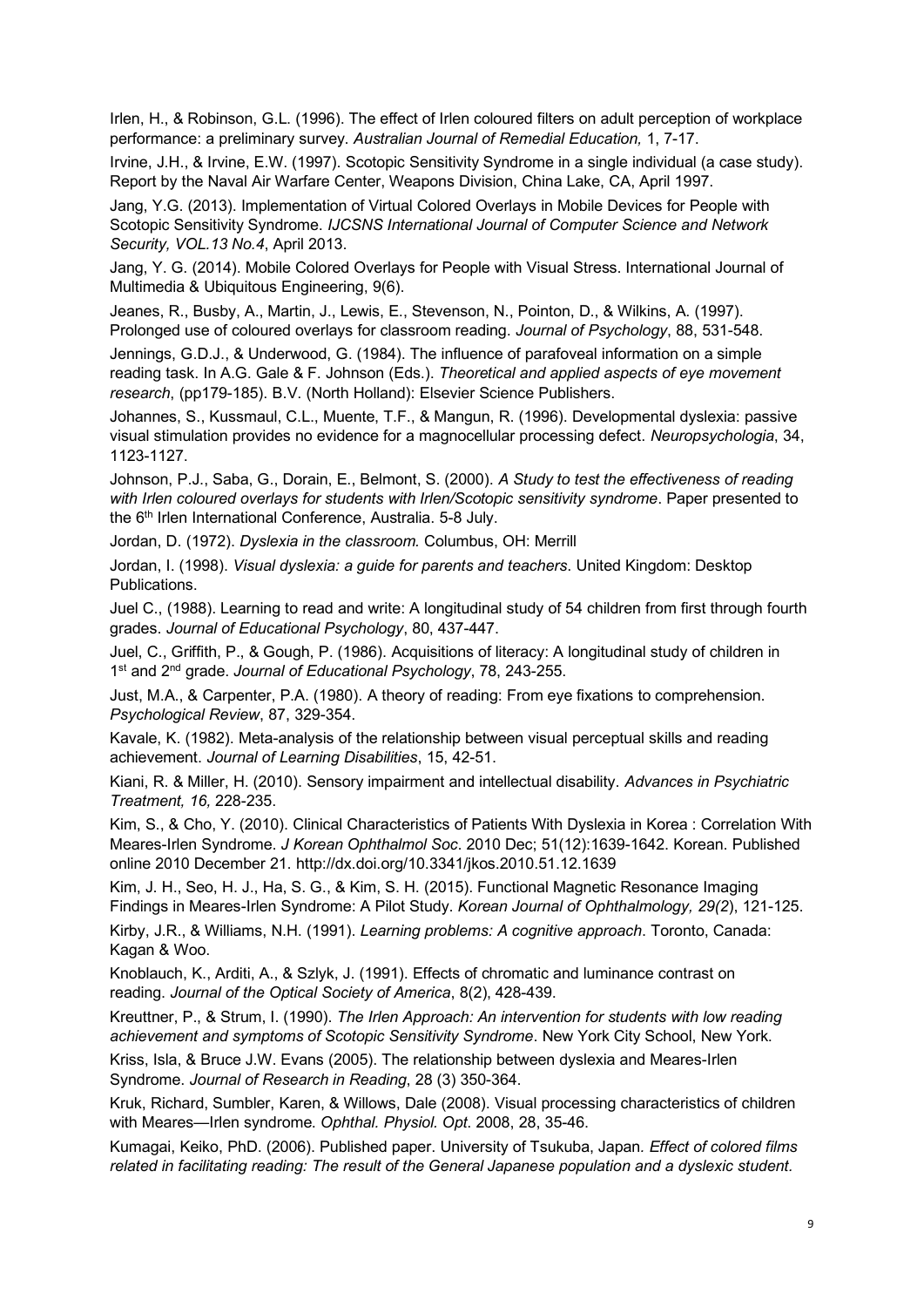Irlen, H., & Robinson, G.L. (1996). The effect of Irlen coloured filters on adult perception of workplace performance: a preliminary survey. *Australian Journal of Remedial Education,* 1, 7-17.

Irvine, J.H., & Irvine, E.W. (1997). Scotopic Sensitivity Syndrome in a single individual (a case study). Report by the Naval Air Warfare Center, Weapons Division, China Lake, CA, April 1997.

Jang, Y.G. (2013). Implementation of Virtual Colored Overlays in Mobile Devices for People with Scotopic Sensitivity Syndrome. *IJCSNS International Journal of Computer Science and Network Security, VOL.13 No.4*, April 2013.

Jang, Y. G. (2014). Mobile Colored Overlays for People with Visual Stress. International Journal of Multimedia & Ubiquitous Engineering, 9(6).

Jeanes, R., Busby, A., Martin, J., Lewis, E., Stevenson, N., Pointon, D., & Wilkins, A. (1997). Prolonged use of coloured overlays for classroom reading. *Journal of Psychology*, 88, 531-548.

Jennings, G.D.J., & Underwood, G. (1984). The influence of parafoveal information on a simple reading task. In A.G. Gale & F. Johnson (Eds.). *Theoretical and applied aspects of eye movement research*, (pp179-185). B.V. (North Holland): Elsevier Science Publishers.

Johannes, S., Kussmaul, C.L., Muente, T.F., & Mangun, R. (1996). Developmental dyslexia: passive visual stimulation provides no evidence for a magnocellular processing defect. *Neuropsychologia*, 34, 1123-1127.

Johnson, P.J., Saba, G., Dorain, E., Belmont, S. (2000). *A Study to test the effectiveness of reading with Irlen coloured overlays for students with Irlen/Scotopic sensitivity syndrome*. Paper presented to the 6th Irlen International Conference, Australia. 5-8 July.

Jordan, D. (1972). *Dyslexia in the classroom.* Columbus, OH: Merrill

Jordan, I. (1998). *Visual dyslexia: a guide for parents and teachers*. United Kingdom: Desktop Publications.

Juel C., (1988). Learning to read and write: A longitudinal study of 54 children from first through fourth grades. *Journal of Educational Psychology*, 80, 437-447.

Juel, C., Griffith, P., & Gough, P. (1986). Acquisitions of literacy: A longitudinal study of children in 1st and 2nd grade. *Journal of Educational Psychology*, 78, 243-255.

Just, M.A., & Carpenter, P.A. (1980). A theory of reading: From eye fixations to comprehension. *Psychological Review*, 87, 329-354.

Kavale, K. (1982). Meta-analysis of the relationship between visual perceptual skills and reading achievement. *Journal of Learning Disabilities*, 15, 42-51.

Kiani, R. & Miller, H. (2010). Sensory impairment and intellectual disability. *Advances in Psychiatric Treatment, 16,* 228-235.

Kim, S., & Cho, Y. (2010). Clinical Characteristics of Patients With Dyslexia in Korea : Correlation With Meares-Irlen Syndrome. *J Korean Ophthalmol Soc*. 2010 Dec; 51(12):1639-1642. Korean. Published online 2010 December 21. http://dx.doi.org/10.3341/jkos.2010.51.12.1639

Kim, J. H., Seo, H. J., Ha, S. G., & Kim, S. H. (2015). Functional Magnetic Resonance Imaging Findings in Meares-Irlen Syndrome: A Pilot Study. *Korean Journal of Ophthalmology, 29(2*), 121-125.

Kirby, J.R., & Williams, N.H. (1991). *Learning problems: A cognitive approach*. Toronto, Canada: Kagan & Woo.

Knoblauch, K., Arditi, A., & Szlyk, J. (1991). Effects of chromatic and luminance contrast on reading. *Journal of the Optical Society of America*, 8(2), 428-439.

Kreuttner, P., & Strum, I. (1990). *The Irlen Approach: An intervention for students with low reading achievement and symptoms of Scotopic Sensitivity Syndrome*. New York City School, New York.

Kriss, Isla, & Bruce J.W. Evans (2005). The relationship between dyslexia and Meares-Irlen Syndrome. *Journal of Research in Reading*, 28 (3) 350-364.

Kruk, Richard, Sumbler, Karen, & Willows, Dale (2008). Visual processing characteristics of children with Meares—Irlen syndrome. *Ophthal. Physiol. Opt.* 2008, 28, 35-46.

Kumagai, Keiko, PhD. (2006). Published paper. University of Tsukuba, Japan. *Effect of colored films related in facilitating reading: The result of the General Japanese population and a dyslexic student.*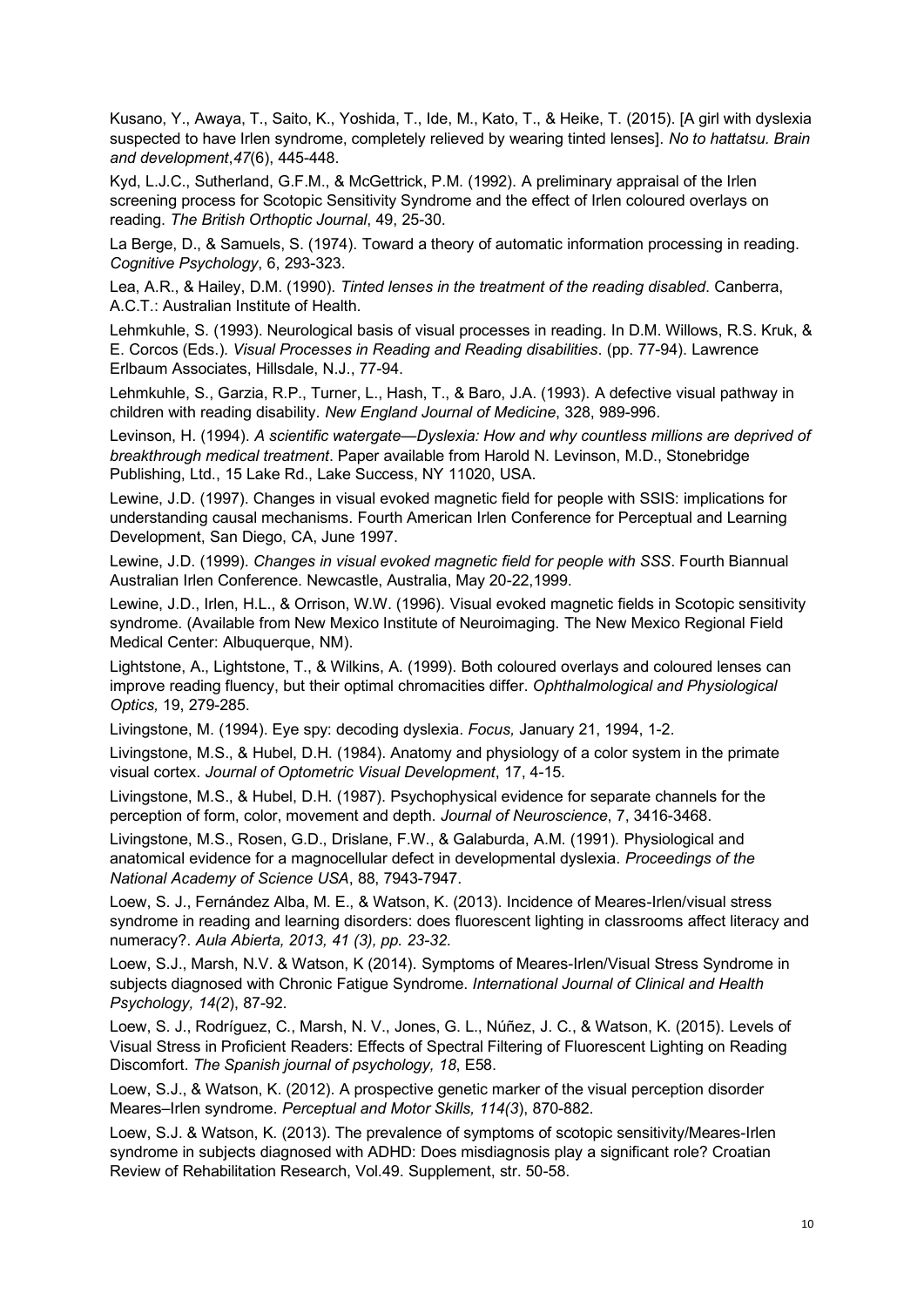Kusano, Y., Awaya, T., Saito, K., Yoshida, T., Ide, M., Kato, T., & Heike, T. (2015). [A girl with dyslexia suspected to have Irlen syndrome, completely relieved by wearing tinted lenses]. *No to hattatsu. Brain and development*,*47*(6), 445-448.

Kyd, L.J.C., Sutherland, G.F.M., & McGettrick, P.M. (1992). A preliminary appraisal of the Irlen screening process for Scotopic Sensitivity Syndrome and the effect of Irlen coloured overlays on reading. *The British Orthoptic Journal*, 49, 25-30.

La Berge, D., & Samuels, S. (1974). Toward a theory of automatic information processing in reading. *Cognitive Psychology*, 6, 293-323.

Lea, A.R., & Hailey, D.M. (1990). *Tinted lenses in the treatment of the reading disabled*. Canberra, A.C.T.: Australian Institute of Health.

Lehmkuhle, S. (1993). Neurological basis of visual processes in reading. In D.M. Willows, R.S. Kruk, & E. Corcos (Eds.). *Visual Processes in Reading and Reading disabilities*. (pp. 77-94). Lawrence Erlbaum Associates, Hillsdale, N.J., 77-94.

Lehmkuhle, S., Garzia, R.P., Turner, L., Hash, T., & Baro, J.A. (1993). A defective visual pathway in children with reading disability. *New England Journal of Medicine*, 328, 989-996.

Levinson, H. (1994). *A scientific watergate—Dyslexia: How and why countless millions are deprived of breakthrough medical treatment*. Paper available from Harold N. Levinson, M.D., Stonebridge Publishing, Ltd., 15 Lake Rd., Lake Success, NY 11020, USA.

Lewine, J.D. (1997). Changes in visual evoked magnetic field for people with SSIS: implications for understanding causal mechanisms. Fourth American Irlen Conference for Perceptual and Learning Development, San Diego, CA, June 1997.

Lewine, J.D. (1999). *Changes in visual evoked magnetic field for people with SSS*. Fourth Biannual Australian Irlen Conference. Newcastle, Australia, May 20-22,1999.

Lewine, J.D., Irlen, H.L., & Orrison, W.W. (1996). Visual evoked magnetic fields in Scotopic sensitivity syndrome. (Available from New Mexico Institute of Neuroimaging. The New Mexico Regional Field Medical Center: Albuquerque, NM).

Lightstone, A., Lightstone, T., & Wilkins, A. (1999). Both coloured overlays and coloured lenses can improve reading fluency, but their optimal chromacities differ. *Ophthalmological and Physiological Optics,* 19, 279-285.

Livingstone, M. (1994). Eye spy: decoding dyslexia. *Focus,* January 21, 1994, 1-2.

Livingstone, M.S., & Hubel, D.H. (1984). Anatomy and physiology of a color system in the primate visual cortex. *Journal of Optometric Visual Development*, 17, 4-15.

Livingstone, M.S., & Hubel, D.H. (1987). Psychophysical evidence for separate channels for the perception of form, color, movement and depth. *Journal of Neuroscience*, 7, 3416-3468.

Livingstone, M.S., Rosen, G.D., Drislane, F.W., & Galaburda, A.M. (1991). Physiological and anatomical evidence for a magnocellular defect in developmental dyslexia. *Proceedings of the National Academy of Science USA*, 88, 7943-7947.

Loew, S. J., Fernández Alba, M. E., & Watson, K. (2013). Incidence of Meares-Irlen/visual stress syndrome in reading and learning disorders: does fluorescent lighting in classrooms affect literacy and numeracy?. *Aula Abierta, 2013, 41 (3), pp. 23-32*.

Loew, S.J., Marsh, N.V. & Watson, K (2014). Symptoms of Meares-Irlen/Visual Stress Syndrome in subjects diagnosed with Chronic Fatigue Syndrome. *International Journal of Clinical and Health Psychology, 14(2*), 87-92.

Loew, S. J., Rodríguez, C., Marsh, N. V., Jones, G. L., Núñez, J. C., & Watson, K. (2015). Levels of Visual Stress in Proficient Readers: Effects of Spectral Filtering of Fluorescent Lighting on Reading Discomfort. *The Spanish journal of psychology, 18*, E58.

Loew, S.J., & Watson, K. (2012). A prospective genetic marker of the visual perception disorder Meares–Irlen syndrome. *Perceptual and Motor Skills, 114(3*), 870-882.

Loew, S.J. & Watson, K. (2013). The prevalence of symptoms of scotopic sensitivity/Meares-Irlen syndrome in subjects diagnosed with ADHD: Does misdiagnosis play a significant role? Croatian Review of Rehabilitation Research, Vol.49. Supplement, str. 50-58.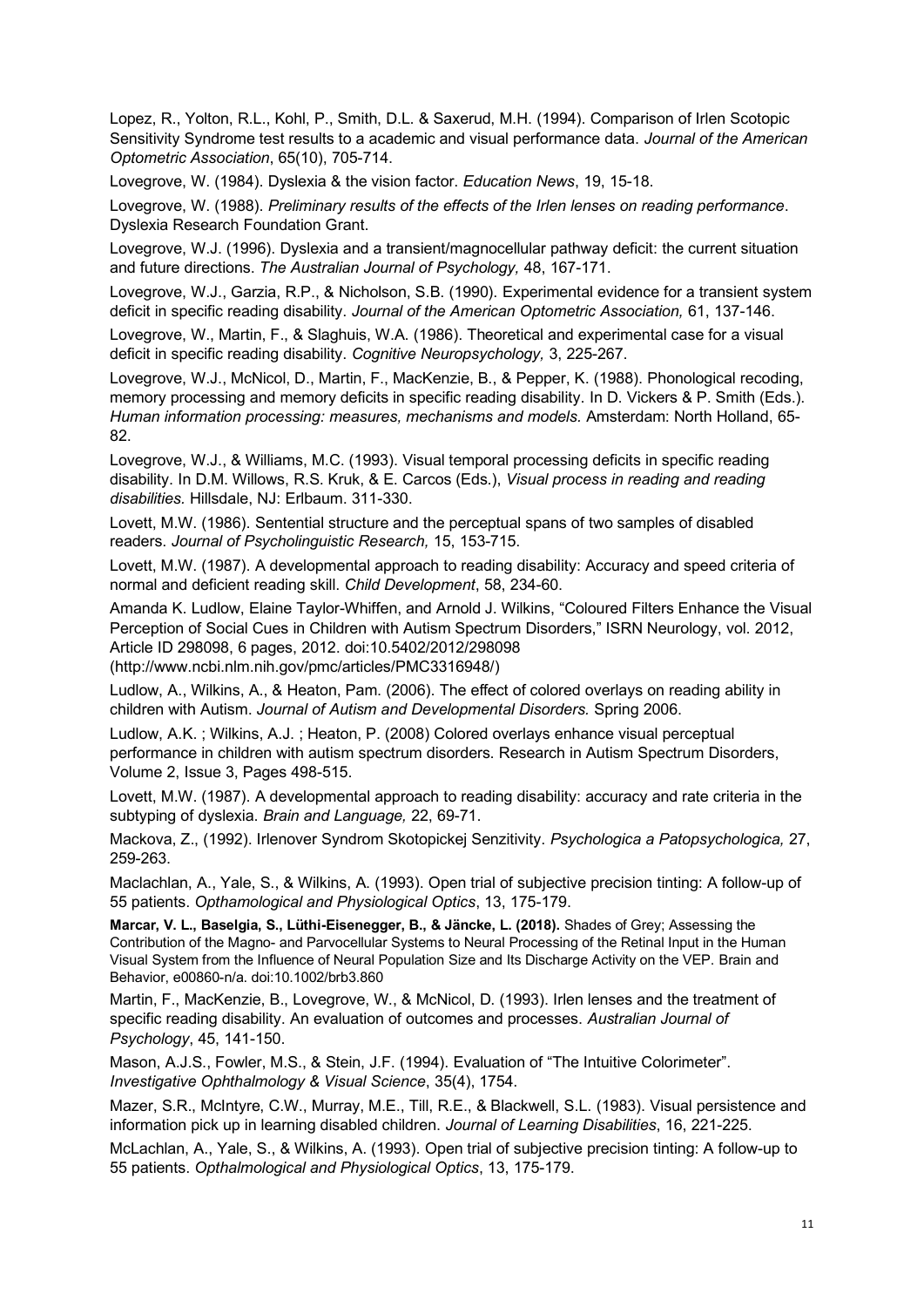Lopez, R., Yolton, R.L., Kohl, P., Smith, D.L. & Saxerud, M.H. (1994). Comparison of Irlen Scotopic Sensitivity Syndrome test results to a academic and visual performance data. *Journal of the American Optometric Association*, 65(10), 705-714.

Lovegrove, W. (1984). Dyslexia & the vision factor. *Education News*, 19, 15-18.

Lovegrove, W. (1988). *Preliminary results of the effects of the Irlen lenses on reading performance*. Dyslexia Research Foundation Grant.

Lovegrove, W.J. (1996). Dyslexia and a transient/magnocellular pathway deficit: the current situation and future directions. *The Australian Journal of Psychology,* 48, 167-171.

Lovegrove, W.J., Garzia, R.P., & Nicholson, S.B. (1990). Experimental evidence for a transient system deficit in specific reading disability. *Journal of the American Optometric Association,* 61, 137-146.

Lovegrove, W., Martin, F., & Slaghuis, W.A. (1986). Theoretical and experimental case for a visual deficit in specific reading disability. *Cognitive Neuropsychology,* 3, 225-267.

Lovegrove, W.J., McNicol, D., Martin, F., MacKenzie, B., & Pepper, K. (1988). Phonological recoding, memory processing and memory deficits in specific reading disability. In D. Vickers & P. Smith (Eds.). *Human information processing: measures, mechanisms and models.* Amsterdam: North Holland, 65-82.

Lovegrove, W.J., & Williams, M.C. (1993). Visual temporal processing deficits in specific reading disability. In D.M. Willows, R.S. Kruk, & E. Carcos (Eds.), *Visual process in reading and reading disabilities.* Hillsdale, NJ: Erlbaum. 311-330.

Lovett, M.W. (1986). Sentential structure and the perceptual spans of two samples of disabled readers. *Journal of Psycholinguistic Research,* 15, 153-715.

Lovett, M.W. (1987). A developmental approach to reading disability: Accuracy and speed criteria of normal and deficient reading skill. *Child Development*, 58, 234-60.

Amanda K. Ludlow, Elaine Taylor-Whiffen, and Arnold J. Wilkins, "Coloured Filters Enhance the Visual Perception of Social Cues in Children with Autism Spectrum Disorders," ISRN Neurology, vol. 2012, Article ID 298098, 6 pages, 2012. doi:10.5402/2012/298098 (http://www.ncbi.nlm.nih.gov/pmc/articles/PMC3316948/)

Ludlow, A., Wilkins, A., & Heaton, Pam. (2006). The effect of colored overlays on reading ability in children with Autism. *Journal of Autism and Developmental Disorders.* Spring 2006.

Ludlow, A.K. ; Wilkins, A.J. ; Heaton, P. (2008) Colored overlays enhance visual perceptual performance in children with autism spectrum disorders. Research in Autism Spectrum Disorders, Volume 2, Issue 3, Pages 498-515.

Lovett, M.W. (1987). A developmental approach to reading disability: accuracy and rate criteria in the subtyping of dyslexia. *Brain and Language,* 22, 69-71.

Mackova, Z., (1992). Irlenover Syndrom Skotopickej Senzitivity. *Psychologica a Patopsychologica,* 27, 259-263.

Maclachlan, A., Yale, S., & Wilkins, A. (1993). Open trial of subjective precision tinting: A follow-up of 55 patients. *Opthamological and Physiological Optics*, 13, 175-179.

**Marcar, V. L., Baselgia, S., Lüthi-Eisenegger, B., & Jäncke, L. (2018).** Shades of Grey; Assessing the Contribution of the Magno- and Parvocellular Systems to Neural Processing of the Retinal Input in the Human Visual System from the Influence of Neural Population Size and Its Discharge Activity on the VEP. Brain and Behavior, e00860-n/a. doi:10.1002/brb3.860

Martin, F., MacKenzie, B., Lovegrove, W., & McNicol, D. (1993). Irlen lenses and the treatment of specific reading disability. An evaluation of outcomes and processes. *Australian Journal of Psychology*, 45, 141-150.

Mason, A.J.S., Fowler, M.S., & Stein, J.F. (1994). Evaluation of "The Intuitive Colorimeter". *Investigative Ophthalmology & Visual Science*, 35(4), 1754.

Mazer, S.R., McIntyre, C.W., Murray, M.E., Till, R.E., & Blackwell, S.L. (1983). Visual persistence and information pick up in learning disabled children. *Journal of Learning Disabilities*, 16, 221-225.

McLachlan, A., Yale, S., & Wilkins, A. (1993). Open trial of subjective precision tinting: A follow-up to 55 patients. *Opthalmological and Physiological Optics*, 13, 175-179.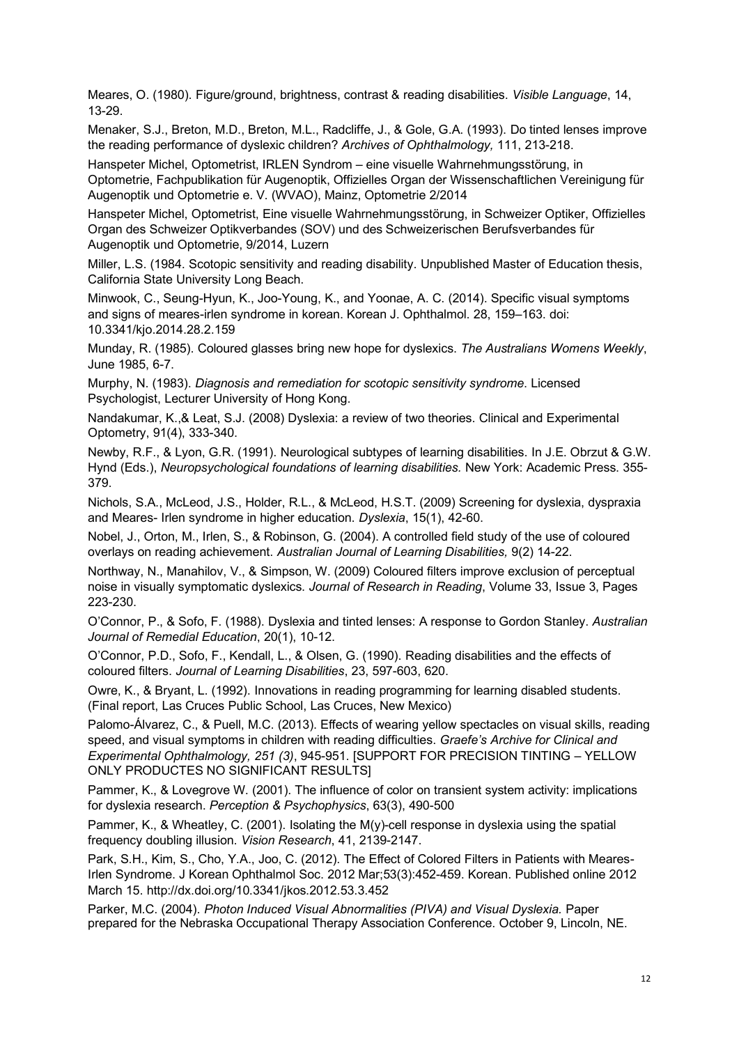Meares, O. (1980). Figure/ground, brightness, contrast & reading disabilities. *Visible Language*, 14, 13-29.

Menaker, S.J., Breton, M.D., Breton, M.L., Radcliffe, J., & Gole, G.A. (1993). Do tinted lenses improve the reading performance of dyslexic children? *Archives of Ophthalmology,* 111, 213-218.

Hanspeter Michel, Optometrist, IRLEN Syndrom – eine visuelle Wahrnehmungsstörung, in Optometrie, Fachpublikation für Augenoptik, Offizielles Organ der Wissenschaftlichen Vereinigung für Augenoptik und Optometrie e. V. (WVAO), Mainz, Optometrie 2/2014

Hanspeter Michel, Optometrist, Eine visuelle Wahrnehmungsstörung, in Schweizer Optiker, Offizielles Organ des Schweizer Optikverbandes (SOV) und des Schweizerischen Berufsverbandes für Augenoptik und Optometrie, 9/2014, Luzern

Miller, L.S. (1984. Scotopic sensitivity and reading disability. Unpublished Master of Education thesis, California State University Long Beach.

Minwook, C., Seung-Hyun, K., Joo-Young, K., and Yoonae, A. C. (2014). Specific visual symptoms and signs of meares-irlen syndrome in korean. Korean J. Ophthalmol. 28, 159–163. doi: 10.3341/kjo.2014.28.2.159

Munday, R. (1985). Coloured glasses bring new hope for dyslexics. *The Australians Womens Weekly*, June 1985, 6-7.

Murphy, N. (1983). *Diagnosis and remediation for scotopic sensitivity syndrome*. Licensed Psychologist, Lecturer University of Hong Kong.

Nandakumar, K.,& Leat, S.J. (2008) Dyslexia: a review of two theories. Clinical and Experimental Optometry, 91(4), 333-340.

Newby, R.F., & Lyon, G.R. (1991). Neurological subtypes of learning disabilities. In J.E. Obrzut & G.W. Hynd (Eds.), *Neuropsychological foundations of learning disabilities.* New York: Academic Press. 355-379.

Nichols, S.A., McLeod, J.S., Holder, R.L., & McLeod, H.S.T. (2009) Screening for dyslexia, dyspraxia and Meares- Irlen syndrome in higher education. *Dyslexia*, 15(1), 42-60.

Nobel, J., Orton, M., Irlen, S., & Robinson, G. (2004). A controlled field study of the use of coloured overlays on reading achievement. *Australian Journal of Learning Disabilities,* 9(2) 14-22.

Northway, N., Manahilov, V., & Simpson, W. (2009) Coloured filters improve exclusion of perceptual noise in visually symptomatic dyslexics. *Journal of Research in Reading*, Volume 33, Issue 3, Pages 223-230.

O'Connor, P., & Sofo, F. (1988). Dyslexia and tinted lenses: A response to Gordon Stanley. *Australian Journal of Remedial Education*, 20(1), 10-12.

O'Connor, P.D., Sofo, F., Kendall, L., & Olsen, G. (1990). Reading disabilities and the effects of coloured filters. *Journal of Learning Disabilities*, 23, 597-603, 620.

Owre, K., & Bryant, L. (1992). Innovations in reading programming for learning disabled students. (Final report, Las Cruces Public School, Las Cruces, New Mexico)

Palomo-Álvarez, C., & Puell, M.C. (2013). Effects of wearing yellow spectacles on visual skills, reading speed, and visual symptoms in children with reading difficulties. *Graefe's Archive for Clinical and Experimental Ophthalmology, 251 (3)*, 945-951. [SUPPORT FOR PRECISION TINTING – YELLOW ONLY PRODUCTES NO SIGNIFICANT RESULTS]

Pammer, K., & Lovegrove W. (2001). The influence of color on transient system activity: implications for dyslexia research. *Perception & Psychophysics*, 63(3), 490-500

Pammer, K., & Wheatley, C. (2001). Isolating the M(y)-cell response in dyslexia using the spatial frequency doubling illusion. *Vision Research*, 41, 2139-2147.

Park, S.H., Kim, S., Cho, Y.A., Joo, C. (2012). The Effect of Colored Filters in Patients with Meares-Irlen Syndrome. J Korean Ophthalmol Soc. 2012 Mar;53(3):452-459. Korean. Published online 2012 March 15. http://dx.doi.org/10.3341/jkos.2012.53.3.452

Parker, M.C. (2004). *Photon Induced Visual Abnormalities (PIVA) and Visual Dyslexia.* Paper prepared for the Nebraska Occupational Therapy Association Conference. October 9, Lincoln, NE.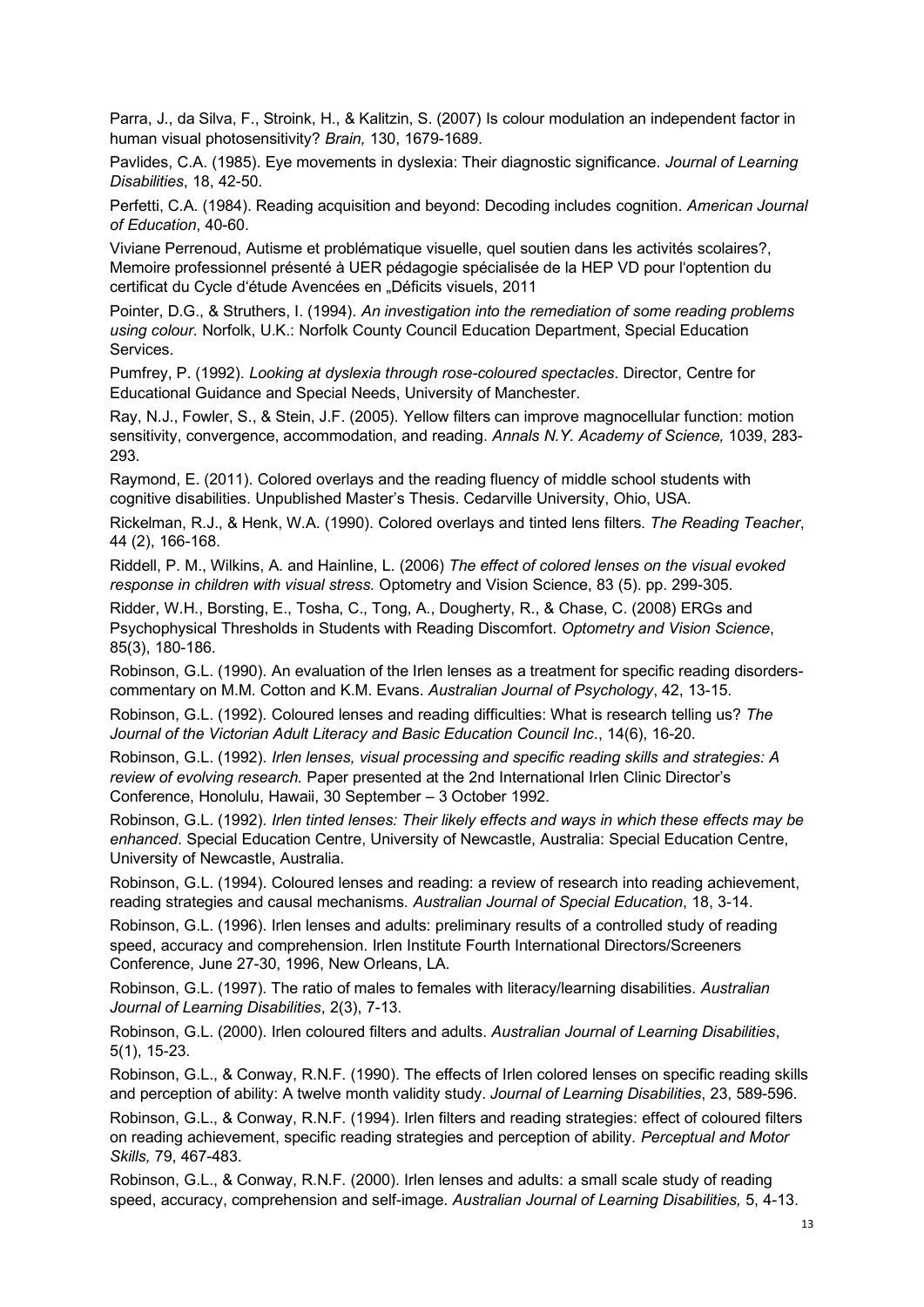Parra, J., da Silva, F., Stroink, H., & Kalitzin, S. (2007) Is colour modulation an independent factor in human visual photosensitivity? *Brain,* 130, 1679-1689.

Pavlides, C.A. (1985). Eye movements in dyslexia: Their diagnostic significance. *Journal of Learning Disabilities*, 18, 42-50.

Perfetti, C.A. (1984). Reading acquisition and beyond: Decoding includes cognition. *American Journal of Education*, 40-60.

Viviane Perrenoud, Autisme et problématique visuelle, quel soutien dans les activités scolaires?, Memoire professionnel présenté à UER pédagogie spécialisée de la HEP VD pour l'optention du certificat du Cycle d'étude Avencées en „Déficits visuels, 2011

Pointer, D.G., & Struthers, I. (1994). *An investigation into the remediation of some reading problems using colour.* Norfolk, U.K.: Norfolk County Council Education Department, Special Education Services.

Pumfrey, P. (1992). *Looking at dyslexia through rose-coloured spectacles*. Director, Centre for Educational Guidance and Special Needs, University of Manchester.

Ray, N.J., Fowler, S., & Stein, J.F. (2005). Yellow filters can improve magnocellular function: motion sensitivity, convergence, accommodation, and reading. *Annals N.Y. Academy of Science,* 1039, 283-293.

Raymond, E. (2011). Colored overlays and the reading fluency of middle school students with cognitive disabilities. Unpublished Master's Thesis. Cedarville University, Ohio, USA.

Rickelman, R.J., & Henk, W.A. (1990). Colored overlays and tinted lens filters. *The Reading Teacher*, 44 (2), 166-168.

Riddell, P. M., Wilkins, A. and Hainline, L. (2006) *The effect of colored lenses on the visual evoked response in children with visual stress.* Optometry and Vision Science, 83 (5). pp. 299-305.

Ridder, W.H., Borsting, E., Tosha, C., Tong, A., Dougherty, R., & Chase, C. (2008) ERGs and Psychophysical Thresholds in Students with Reading Discomfort. *Optometry and Vision Science*, 85(3), 180-186.

Robinson, G.L. (1990). An evaluation of the Irlen lenses as a treatment for specific reading disorders-commentary on M.M. Cotton and K.M. Evans. *Australian Journal of Psychology*, 42, 13-15.

Robinson, G.L. (1992). Coloured lenses and reading difficulties: What is research telling us? *The Journal of the Victorian Adult Literacy and Basic Education Council Inc*., 14(6), 16-20.

Robinson, G.L. (1992). *Irlen lenses, visual processing and specific reading skills and strategies: A review of evolving research.* Paper presented at the 2nd International Irlen Clinic Director's Conference, Honolulu, Hawaii, 30 September – 3 October 1992.

Robinson, G.L. (1992). *Irlen tinted lenses: Their likely effects and ways in which these effects may be enhanced*. Special Education Centre, University of Newcastle, Australia: Special Education Centre, University of Newcastle, Australia.

Robinson, G.L. (1994). Coloured lenses and reading: a review of research into reading achievement, reading strategies and causal mechanisms. *Australian Journal of Special Education*, 18, 3-14.

Robinson, G.L. (1996). Irlen lenses and adults: preliminary results of a controlled study of reading speed, accuracy and comprehension. Irlen Institute Fourth International Directors/Screeners Conference, June 27-30, 1996, New Orleans, LA.

Robinson, G.L. (1997). The ratio of males to females with literacy/learning disabilities. *Australian Journal of Learning Disabilities*, 2(3), 7-13.

Robinson, G.L. (2000). Irlen coloured filters and adults. *Australian Journal of Learning Disabilities*, 5(1), 15-23.

Robinson, G.L., & Conway, R.N.F. (1990). The effects of Irlen colored lenses on specific reading skills and perception of ability: A twelve month validity study. *Journal of Learning Disabilities*, 23, 589-596.

Robinson, G.L., & Conway, R.N.F. (1994). Irlen filters and reading strategies: effect of coloured filters on reading achievement, specific reading strategies and perception of ability. *Perceptual and Motor Skills,* 79, 467-483.

Robinson, G.L., & Conway, R.N.F. (2000). Irlen lenses and adults: a small scale study of reading speed, accuracy, comprehension and self-image. *Australian Journal of Learning Disabilities,* 5, 4-13.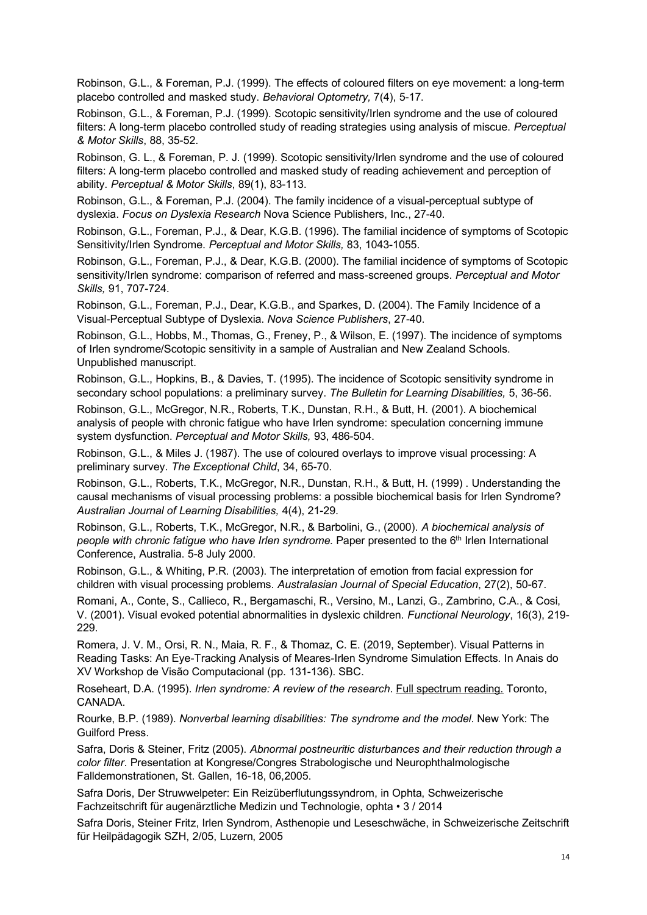Robinson, G.L., & Foreman, P.J. (1999). The effects of coloured filters on eye movement: a long-term placebo controlled and masked study. *Behavioral Optometry,* 7(4), 5-17.

Robinson, G.L., & Foreman, P.J. (1999). Scotopic sensitivity/Irlen syndrome and the use of coloured filters: A long-term placebo controlled study of reading strategies using analysis of miscue. *Perceptual & Motor Skills*, 88, 35-52.

Robinson, G. L., & Foreman, P. J. (1999). Scotopic sensitivity/Irlen syndrome and the use of coloured filters: A long-term placebo controlled and masked study of reading achievement and perception of ability. *Perceptual & Motor Skills*, 89(1), 83-113.

Robinson, G.L., & Foreman, P.J. (2004). The family incidence of a visual-perceptual subtype of dyslexia. *Focus on Dyslexia Research* Nova Science Publishers, Inc., 27-40.

Robinson, G.L., Foreman, P.J., & Dear, K.G.B. (1996). The familial incidence of symptoms of Scotopic Sensitivity/Irlen Syndrome. *Perceptual and Motor Skills,* 83, 1043-1055.

Robinson, G.L., Foreman, P.J., & Dear, K.G.B. (2000). The familial incidence of symptoms of Scotopic sensitivity/Irlen syndrome: comparison of referred and mass-screened groups. *Perceptual and Motor Skills,* 91, 707-724.

Robinson, G.L., Foreman, P.J., Dear, K.G.B., and Sparkes, D. (2004). The Family Incidence of a Visual-Perceptual Subtype of Dyslexia. *Nova Science Publishers*, 27-40.

Robinson, G.L., Hobbs, M., Thomas, G., Freney, P., & Wilson, E. (1997). The incidence of symptoms of Irlen syndrome/Scotopic sensitivity in a sample of Australian and New Zealand Schools. Unpublished manuscript.

Robinson, G.L., Hopkins, B., & Davies, T. (1995). The incidence of Scotopic sensitivity syndrome in secondary school populations: a preliminary survey. *The Bulletin for Learning Disabilities,* 5, 36-56.

Robinson, G.L., McGregor, N.R., Roberts, T.K., Dunstan, R.H., & Butt, H. (2001). A biochemical analysis of people with chronic fatigue who have Irlen syndrome: speculation concerning immune system dysfunction. *Perceptual and Motor Skills,* 93, 486-504.

Robinson, G.L., & Miles J. (1987). The use of coloured overlays to improve visual processing: A preliminary survey. *The Exceptional Child*, 34, 65-70.

Robinson, G.L., Roberts, T.K., McGregor, N.R., Dunstan, R.H., & Butt, H. (1999) . Understanding the causal mechanisms of visual processing problems: a possible biochemical basis for Irlen Syndrome? *Australian Journal of Learning Disabilities,* 4(4), 21-29.

Robinson, G.L., Roberts, T.K., McGregor, N.R., & Barbolini, G., (2000). *A biochemical analysis of people with chronic fatigue who have Irlen syndrome.* Paper presented to the 6th Irlen International Conference, Australia. 5-8 July 2000.

Robinson, G.L., & Whiting, P.R. (2003). The interpretation of emotion from facial expression for children with visual processing problems. *Australasian Journal of Special Education*, 27(2), 50-67.

Romani, A., Conte, S., Callieco, R., Bergamaschi, R., Versino, M., Lanzi, G., Zambrino, C.A., & Cosi, V. (2001). Visual evoked potential abnormalities in dyslexic children. *Functional Neurology*, 16(3), 219-229.

Romera, J. V. M., Orsi, R. N., Maia, R. F., & Thomaz, C. E. (2019, September). Visual Patterns in Reading Tasks: An Eye-Tracking Analysis of Meares-Irlen Syndrome Simulation Effects. In Anais do XV Workshop de Visão Computacional (pp. 131-136). SBC.

Roseheart, D.A. (1995). *Irlen syndrome: A review of the research*. Full spectrum reading. Toronto, CANADA.

Rourke, B.P. (1989). *Nonverbal learning disabilities: The syndrome and the model*. New York: The Guilford Press.

Safra, Doris & Steiner, Fritz (2005). *Abnormal postneuritic disturbances and their reduction through a color filter*. Presentation at Kongrese/Congres Strabologische und Neurophthalmologische Falldemonstrationen, St. Gallen, 16-18, 06,2005.

Safra Doris, Der Struwwelpeter: Ein Reizüberflutungssyndrom, in Ophta, Schweizerische Fachzeitschrift für augenärztliche Medizin und Technologie, ophta • 3 / 2014

Safra Doris, Steiner Fritz, Irlen Syndrom, Asthenopie und Leseschwäche, in Schweizerische Zeitschrift für Heilpädagogik SZH, 2/05, Luzern, 2005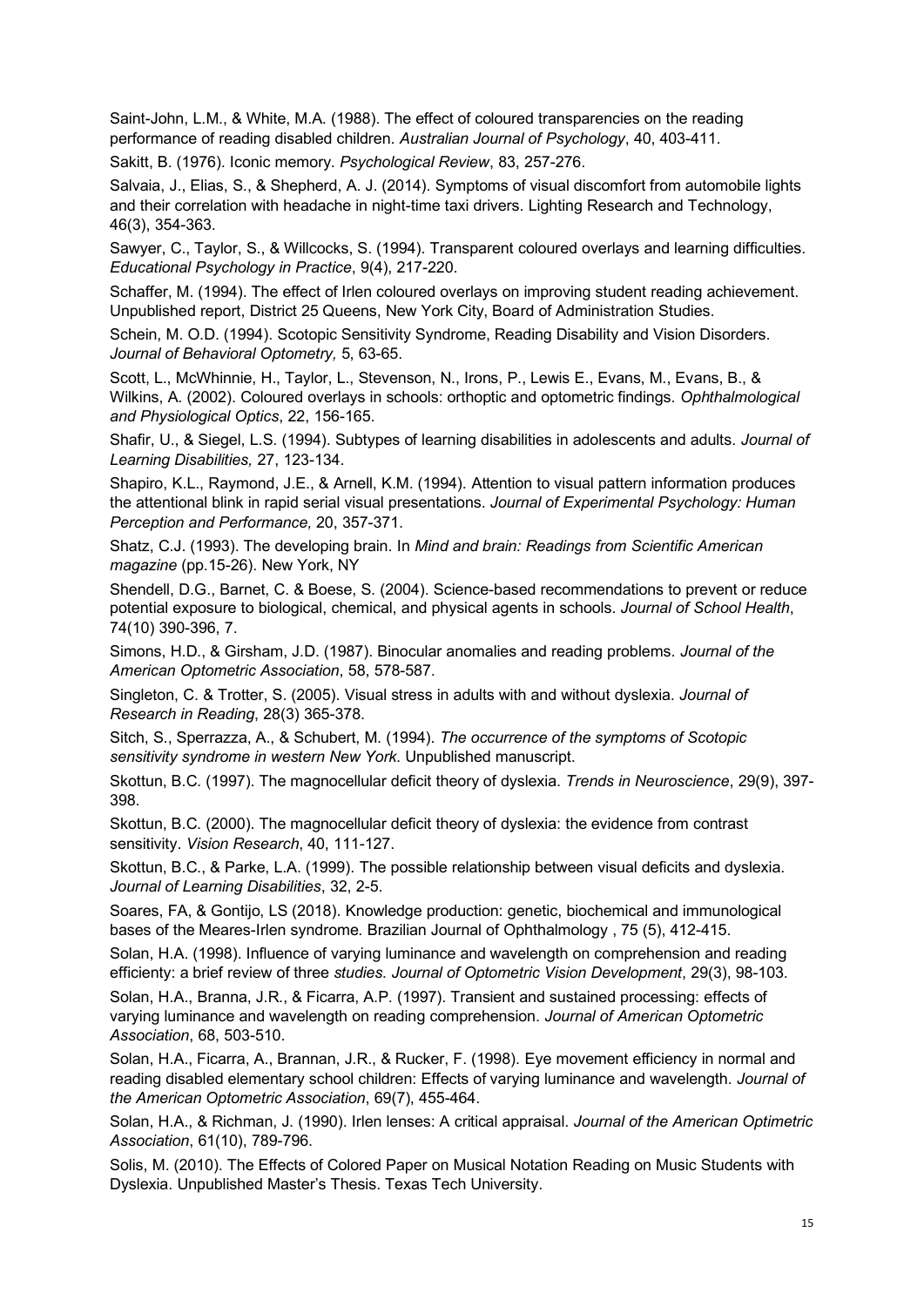Saint-John, L.M., & White, M.A. (1988). The effect of coloured transparencies on the reading performance of reading disabled children. *Australian Journal of Psychology*, 40, 403-411.

Sakitt, B. (1976). Iconic memory. *Psychological Review*, 83, 257-276.

Salvaia, J., Elias, S., & Shepherd, A. J. (2014). Symptoms of visual discomfort from automobile lights and their correlation with headache in night-time taxi drivers. Lighting Research and Technology, 46(3), 354-363.

Sawyer, C., Taylor, S., & Willcocks, S. (1994). Transparent coloured overlays and learning difficulties. *Educational Psychology in Practice*, 9(4), 217-220.

Schaffer, M. (1994). The effect of Irlen coloured overlays on improving student reading achievement. Unpublished report, District 25 Queens, New York City, Board of Administration Studies.

Schein, M. O.D. (1994). Scotopic Sensitivity Syndrome, Reading Disability and Vision Disorders. *Journal of Behavioral Optometry,* 5, 63-65.

Scott, L., McWhinnie, H., Taylor, L., Stevenson, N., Irons, P., Lewis E., Evans, M., Evans, B., & Wilkins, A. (2002). Coloured overlays in schools: orthoptic and optometric findings. *Ophthalmological and Physiological Optics*, 22, 156-165.

Shafir, U., & Siegel, L.S. (1994). Subtypes of learning disabilities in adolescents and adults. *Journal of Learning Disabilities,* 27, 123-134.

Shapiro, K.L., Raymond, J.E., & Arnell, K.M. (1994). Attention to visual pattern information produces the attentional blink in rapid serial visual presentations. *Journal of Experimental Psychology: Human Perception and Performance,* 20, 357-371.

Shatz, C.J. (1993). The developing brain. In *Mind and brain: Readings from Scientific American magazine* (pp.15-26). New York, NY

Shendell, D.G., Barnet, C. & Boese, S. (2004). Science-based recommendations to prevent or reduce potential exposure to biological, chemical, and physical agents in schools. *Journal of School Health*, 74(10) 390-396, 7.

Simons, H.D., & Girsham, J.D. (1987). Binocular anomalies and reading problems. *Journal of the American Optometric Association*, 58, 578-587.

Singleton, C. & Trotter, S. (2005). Visual stress in adults with and without dyslexia. *Journal of Research in Reading*, 28(3) 365-378.

Sitch, S., Sperrazza, A., & Schubert, M. (1994). *The occurrence of the symptoms of Scotopic sensitivity syndrome in western New York*. Unpublished manuscript.

Skottun, B.C. (1997). The magnocellular deficit theory of dyslexia. *Trends in Neuroscience*, 29(9), 397-398.

Skottun, B.C. (2000). The magnocellular deficit theory of dyslexia: the evidence from contrast sensitivity. *Vision Research*, 40, 111-127.

Skottun, B.C., & Parke, L.A. (1999). The possible relationship between visual deficits and dyslexia. *Journal of Learning Disabilities*, 32, 2-5.

Soares, FA, & Gontijo, LS (2018). Knowledge production: genetic, biochemical and immunological bases of the Meares-Irlen syndrome. Brazilian Journal of Ophthalmology , 75 (5), 412-415.

Solan, H.A. (1998). Influence of varying luminance and wavelength on comprehension and reading efficienty: a brief review of three *studies. Journal of Optometric Vision Development*, 29(3), 98-103.

Solan, H.A., Branna, J.R., & Ficarra, A.P. (1997). Transient and sustained processing: effects of varying luminance and wavelength on reading comprehension. *Journal of American Optometric Association*, 68, 503-510.

Solan, H.A., Ficarra, A., Brannan, J.R., & Rucker, F. (1998). Eye movement efficiency in normal and reading disabled elementary school children: Effects of varying luminance and wavelength. *Journal of the American Optometric Association*, 69(7), 455-464.

Solan, H.A., & Richman, J. (1990). Irlen lenses: A critical appraisal. *Journal of the American Optimetric Association*, 61(10), 789-796.

Solis, M. (2010). The Effects of Colored Paper on Musical Notation Reading on Music Students with Dyslexia. Unpublished Master's Thesis. Texas Tech University.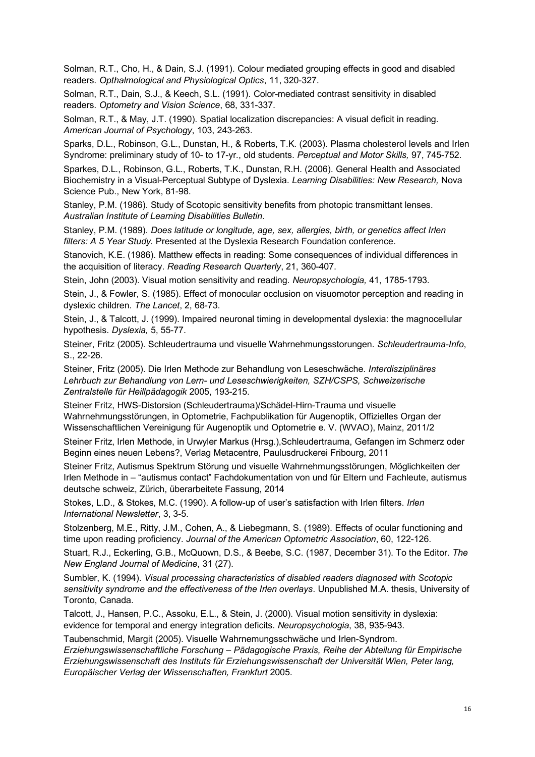Solman, R.T., Cho, H., & Dain, S.J. (1991). Colour mediated grouping effects in good and disabled readers. *Opthalmological and Physiological Optics*, 11, 320-327.

Solman, R.T., Dain, S.J., & Keech, S.L. (1991). Color-mediated contrast sensitivity in disabled readers. *Optometry and Vision Science*, 68, 331-337.

Solman, R.T., & May, J.T. (1990). Spatial localization discrepancies: A visual deficit in reading. *American Journal of Psychology*, 103, 243-263.

Sparks, D.L., Robinson, G.L., Dunstan, H., & Roberts, T.K. (2003). Plasma cholesterol levels and Irlen Syndrome: preliminary study of 10- to 17-yr., old students. *Perceptual and Motor Skills,* 97, 745-752.

Sparkes, D.L., Robinson, G.L., Roberts, T.K., Dunstan, R.H. (2006). General Health and Associated Biochemistry in a Visual-Perceptual Subtype of Dyslexia. *Learning Disabilities: New Research,* Nova Science Pub., New York, 81-98.

Stanley, P.M. (1986). Study of Scotopic sensitivity benefits from photopic transmittant lenses. *Australian Institute of Learning Disabilities Bulletin*.

Stanley, P.M. (1989). *Does latitude or longitude, age, sex, allergies, birth, or genetics affect Irlen filters: A 5 Year Study.* Presented at the Dyslexia Research Foundation conference.

Stanovich, K.E. (1986). Matthew effects in reading: Some consequences of individual differences in the acquisition of literacy. *Reading Research Quarterly*, 21, 360-407.

Stein, John (2003). Visual motion sensitivity and reading. *Neuropsychologia,* 41, 1785-1793.

Stein, J., & Fowler, S. (1985). Effect of monocular occlusion on visuomotor perception and reading in dyslexic children. *The Lancet*, 2, 68-73.

Stein, J., & Talcott, J. (1999). Impaired neuronal timing in developmental dyslexia: the magnocellular hypothesis. *Dyslexia,* 5, 55-77.

Steiner, Fritz (2005). Schleudertrauma und visuelle Wahrnehmungsstorungen. *Schleudertrauma-Info*, S., 22-26.

Steiner, Fritz (2005). Die Irlen Methode zur Behandlung von Leseschwäche. *Interdisziplinäres Lehrbuch zur Behandlung von Lern- und Leseschwierigkeiten, SZH/CSPS, Schweizerische Zentralstelle für Heillpädagogik* 2005, 193-215.

Steiner Fritz, HWS-Distorsion (Schleudertrauma)/Schädel-Hirn-Trauma und visuelle Wahrnehmungsstörungen, in Optometrie, Fachpublikation für Augenoptik, Offizielles Organ der Wissenschaftlichen Vereinigung für Augenoptik und Optometrie e. V. (WVAO), Mainz, 2011/2

Steiner Fritz, Irlen Methode, in Urwyler Markus (Hrsg.),Schleudertrauma, Gefangen im Schmerz oder Beginn eines neuen Lebens?, Verlag Metacentre, Paulusdruckerei Fribourg, 2011

Steiner Fritz, Autismus Spektrum Störung und visuelle Wahrnehmungsstörungen, Möglichkeiten der Irlen Methode in – "autismus contact" Fachdokumentation von und für Eltern und Fachleute, autismus deutsche schweiz, Zürich, überarbeitete Fassung, 2014

Stokes, L.D., & Stokes, M.C. (1990). A follow-up of user's satisfaction with Irlen filters. *Irlen International Newsletter*, 3, 3-5.

Stolzenberg, M.E., Ritty, J.M., Cohen, A., & Liebegmann, S. (1989). Effects of ocular functioning and time upon reading proficiency. *Journal of the American Optometric Association*, 60, 122-126.

Stuart, R.J., Eckerling, G.B., McQuown, D.S., & Beebe, S.C. (1987, December 31). To the Editor. *The New England Journal of Medicine*, 31 (27).

Sumbler, K. (1994). *Visual processing characteristics of disabled readers diagnosed with Scotopic sensitivity syndrome and the effectiveness of the Irlen overlays*. Unpublished M.A. thesis, University of Toronto, Canada.

Talcott, J., Hansen, P.C., Assoku, E.L., & Stein, J. (2000). Visual motion sensitivity in dyslexia: evidence for temporal and energy integration deficits. *Neuropsychologia*, 38, 935-943.

Taubenschmid, Margit (2005). Visuelle Wahrnemungsschwäche und Irlen-Syndrom. *Erziehungswissenschaftliche Forschung – Pädagogische Praxis, Reihe der Abteilung für Empirische Erziehungswissenschaft des Instituts für Erziehungswissenschaft der Universität Wien, Peter lang, Europäischer Verlag der Wissenschaften, Frankfurt* 2005.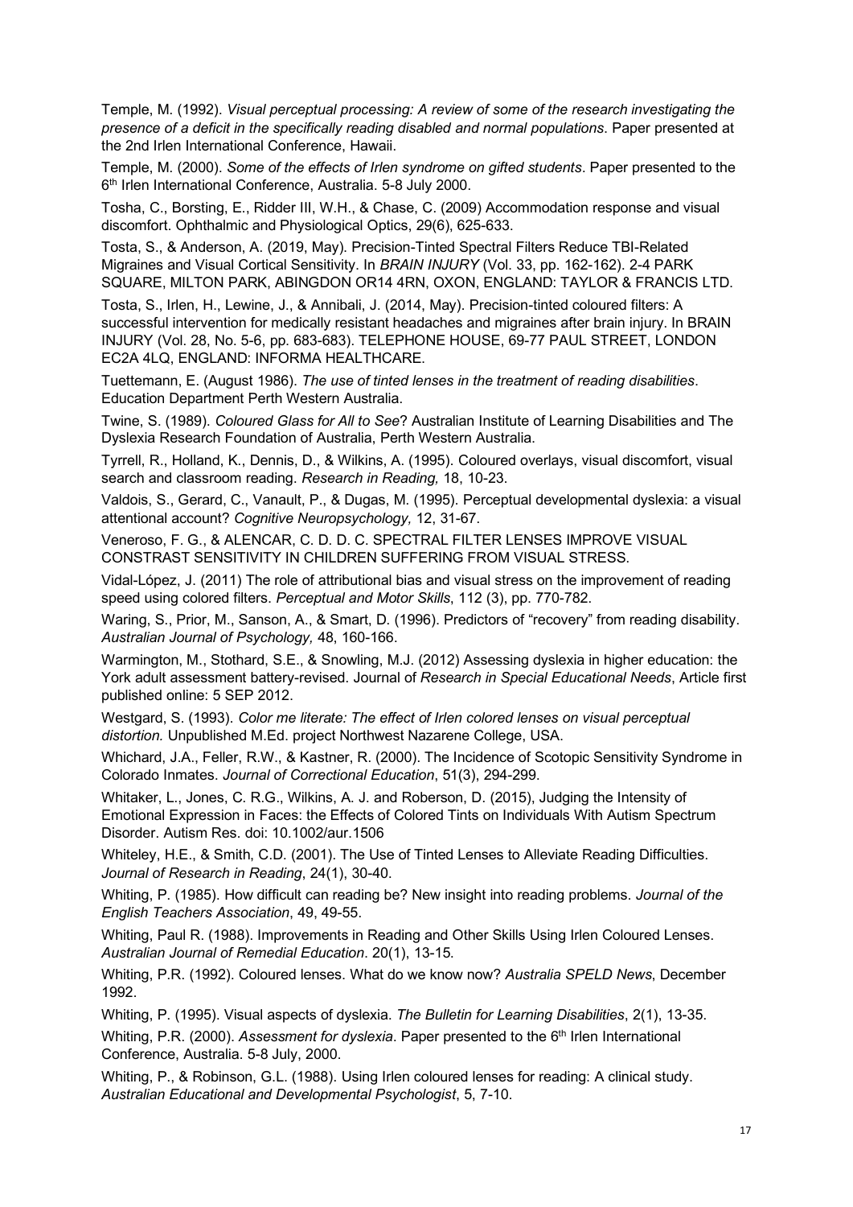Temple, M. (1992). *Visual perceptual processing: A review of some of the research investigating the presence of a deficit in the specifically reading disabled and normal populations*. Paper presented at the 2nd Irlen International Conference, Hawaii.

Temple, M. (2000). *Some of the effects of Irlen syndrome on gifted students*. Paper presented to the 6th Irlen International Conference, Australia. 5-8 July 2000.

Tosha, C., Borsting, E., Ridder III, W.H., & Chase, C. (2009) Accommodation response and visual discomfort. Ophthalmic and Physiological Optics, 29(6), 625-633.

Tosta, S., & Anderson, A. (2019, May). Precision-Tinted Spectral Filters Reduce TBI-Related Migraines and Visual Cortical Sensitivity. In *BRAIN INJURY* (Vol. 33, pp. 162-162). 2-4 PARK SQUARE, MILTON PARK, ABINGDON OR14 4RN, OXON, ENGLAND: TAYLOR & FRANCIS LTD.

Tosta, S., Irlen, H., Lewine, J., & Annibali, J. (2014, May). Precision-tinted coloured filters: A successful intervention for medically resistant headaches and migraines after brain injury. In BRAIN INJURY (Vol. 28, No. 5-6, pp. 683-683). TELEPHONE HOUSE, 69-77 PAUL STREET, LONDON EC2A 4LQ, ENGLAND: INFORMA HEALTHCARE.

Tuettemann, E. (August 1986). *The use of tinted lenses in the treatment of reading disabilities*. Education Department Perth Western Australia.

Twine, S. (1989). *Coloured Glass for All to See*? Australian Institute of Learning Disabilities and The Dyslexia Research Foundation of Australia, Perth Western Australia.

Tyrrell, R., Holland, K., Dennis, D., & Wilkins, A. (1995). Coloured overlays, visual discomfort, visual search and classroom reading. *Research in Reading,* 18, 10-23.

Valdois, S., Gerard, C., Vanault, P., & Dugas, M. (1995). Perceptual developmental dyslexia: a visual attentional account? *Cognitive Neuropsychology,* 12, 31-67.

Veneroso, F. G., & ALENCAR, C. D. D. C. SPECTRAL FILTER LENSES IMPROVE VISUAL CONSTRAST SENSITIVITY IN CHILDREN SUFFERING FROM VISUAL STRESS.

Vidal-López, J. (2011) The role of attributional bias and visual stress on the improvement of reading speed using colored filters. *Perceptual and Motor Skills*, 112 (3), pp. 770-782.

Waring, S., Prior, M., Sanson, A., & Smart, D. (1996). Predictors of "recovery" from reading disability. *Australian Journal of Psychology,* 48, 160-166.

Warmington, M., Stothard, S.E., & Snowling, M.J. (2012) Assessing dyslexia in higher education: the York adult assessment battery-revised. Journal of *Research in Special Educational Needs*, Article first published online: 5 SEP 2012.

Westgard, S. (1993). *Color me literate: The effect of Irlen colored lenses on visual perceptual distortion.* Unpublished M.Ed. project Northwest Nazarene College, USA.

Whichard, J.A., Feller, R.W., & Kastner, R. (2000). The Incidence of Scotopic Sensitivity Syndrome in Colorado Inmates. *Journal of Correctional Education*, 51(3), 294-299.

Whitaker, L., Jones, C. R.G., Wilkins, A. J. and Roberson, D. (2015), Judging the Intensity of Emotional Expression in Faces: the Effects of Colored Tints on Individuals With Autism Spectrum Disorder. Autism Res. doi: 10.1002/aur.1506

Whiteley, H.E., & Smith, C.D. (2001). The Use of Tinted Lenses to Alleviate Reading Difficulties. *Journal of Research in Reading*, 24(1), 30-40.

Whiting, P. (1985). How difficult can reading be? New insight into reading problems. *Journal of the English Teachers Association*, 49, 49-55.

Whiting, Paul R. (1988). Improvements in Reading and Other Skills Using Irlen Coloured Lenses. *Australian Journal of Remedial Education*. 20(1), 13-15.

Whiting, P.R. (1992). Coloured lenses. What do we know now? *Australia SPELD News*, December 1992.

Whiting, P. (1995). Visual aspects of dyslexia. *The Bulletin for Learning Disabilities*, 2(1), 13-35.

Whiting, P.R. (2000). *Assessment for dyslexia*. Paper presented to the 6th Irlen International Conference, Australia. 5-8 July, 2000.

Whiting, P., & Robinson, G.L. (1988). Using Irlen coloured lenses for reading: A clinical study. *Australian Educational and Developmental Psychologist*, 5, 7-10.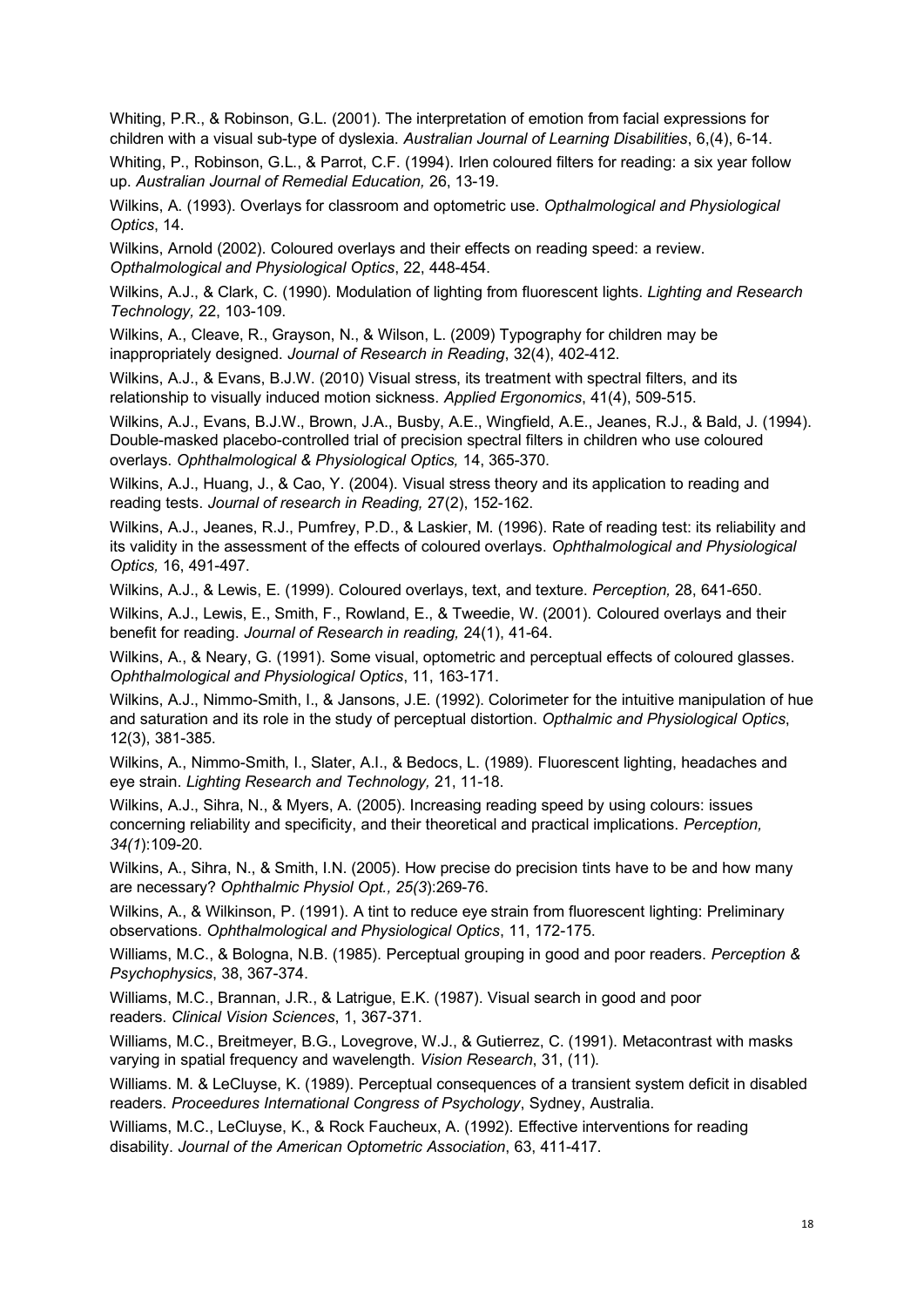Whiting, P.R., & Robinson, G.L. (2001). The interpretation of emotion from facial expressions for children with a visual sub-type of dyslexia. *Australian Journal of Learning Disabilities*, 6,(4), 6-14.

Whiting, P., Robinson, G.L., & Parrot, C.F. (1994). Irlen coloured filters for reading: a six year follow up. *Australian Journal of Remedial Education,* 26, 13-19.

Wilkins, A. (1993). Overlays for classroom and optometric use. *Opthalmological and Physiological Optics*, 14.

Wilkins, Arnold (2002). Coloured overlays and their effects on reading speed: a review. *Opthalmological and Physiological Optics*, 22, 448-454.

Wilkins, A.J., & Clark, C. (1990). Modulation of lighting from fluorescent lights. *Lighting and Research Technology,* 22, 103-109.

Wilkins, A., Cleave, R., Grayson, N., & Wilson, L. (2009) Typography for children may be inappropriately designed. *Journal of Research in Reading*, 32(4), 402-412.

Wilkins, A.J., & Evans, B.J.W. (2010) Visual stress, its treatment with spectral filters, and its relationship to visually induced motion sickness. *Applied Ergonomics*, 41(4), 509-515.

Wilkins, A.J., Evans, B.J.W., Brown, J.A., Busby, A.E., Wingfield, A.E., Jeanes, R.J., & Bald, J. (1994). Double-masked placebo-controlled trial of precision spectral filters in children who use coloured overlays. *Ophthalmological & Physiological Optics,* 14, 365-370.

Wilkins, A.J., Huang, J., & Cao, Y. (2004). Visual stress theory and its application to reading and reading tests. *Journal of research in Reading,* 27(2), 152-162.

Wilkins, A.J., Jeanes, R.J., Pumfrey, P.D., & Laskier, M. (1996). Rate of reading test: its reliability and its validity in the assessment of the effects of coloured overlays. *Ophthalmological and Physiological Optics,* 16, 491-497.

Wilkins, A.J., & Lewis, E. (1999). Coloured overlays, text, and texture. *Perception,* 28, 641-650.

Wilkins, A.J., Lewis, E., Smith, F., Rowland, E., & Tweedie, W. (2001). Coloured overlays and their benefit for reading. *Journal of Research in reading,* 24(1), 41-64.

Wilkins, A., & Neary, G. (1991). Some visual, optometric and perceptual effects of coloured glasses. *Ophthalmological and Physiological Optics*, 11, 163-171.

Wilkins, A.J., Nimmo-Smith, I., & Jansons, J.E. (1992). Colorimeter for the intuitive manipulation of hue and saturation and its role in the study of perceptual distortion. *Opthalmic and Physiological Optics*, 12(3), 381-385.

Wilkins, A., Nimmo-Smith, I., Slater, A.I., & Bedocs, L. (1989). Fluorescent lighting, headaches and eye strain. *Lighting Research and Technology,* 21, 11-18.

Wilkins, A.J., Sihra, N., & Myers, A. (2005). Increasing reading speed by using colours: issues concerning reliability and specificity, and their theoretical and practical implications. *Perception, 34(1*):109-20.

Wilkins, A., Sihra, N., & Smith, I.N. (2005). How precise do precision tints have to be and how many are necessary? *Ophthalmic Physiol Opt., 25(3*):269-76.

Wilkins, A., & Wilkinson, P. (1991). A tint to reduce eye strain from fluorescent lighting: Preliminary observations. *Ophthalmological and Physiological Optics*, 11, 172-175.

Williams, M.C., & Bologna, N.B. (1985). Perceptual grouping in good and poor readers. *Perception & Psychophysics*, 38, 367-374.

Williams, M.C., Brannan, J.R., & Latrigue, E.K. (1987). Visual search in good and poor readers. *Clinical Vision Sciences*, 1, 367-371.

Williams, M.C., Breitmeyer, B.G., Lovegrove, W.J., & Gutierrez, C. (1991). Metacontrast with masks varying in spatial frequency and wavelength. *Vision Research*, 31, (11).

Williams. M. & LeCluyse, K. (1989). Perceptual consequences of a transient system deficit in disabled readers. *Proceedures International Congress of Psychology*, Sydney, Australia.

Williams, M.C., LeCluyse, K., & Rock Faucheux, A. (1992). Effective interventions for reading disability. *Journal of the American Optometric Association*, 63, 411-417.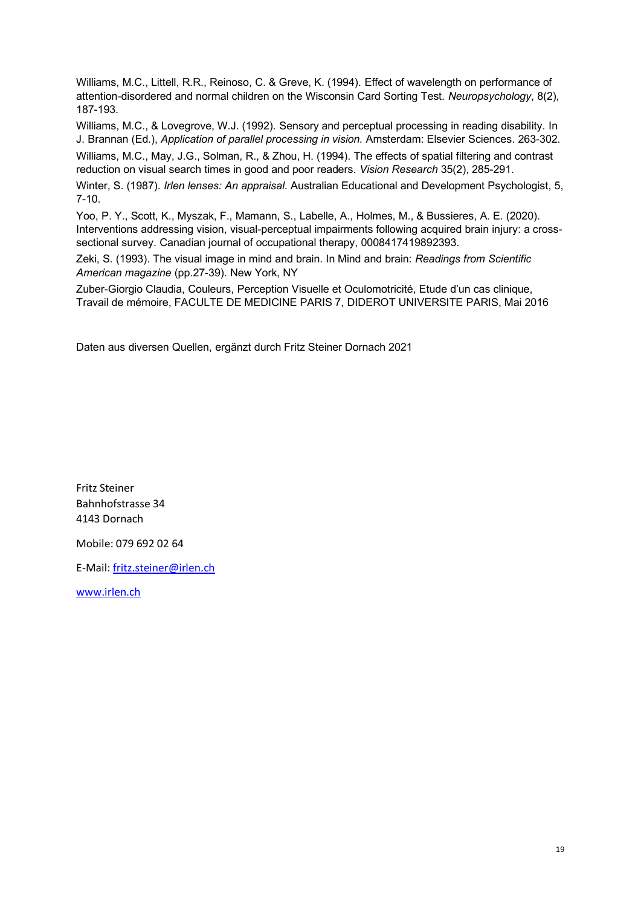Williams, M.C., Littell, R.R., Reinoso, C. & Greve, K. (1994). Effect of wavelength on performance of attention-disordered and normal children on the Wisconsin Card Sorting Test. *Neuropsychology*, 8(2), 187-193.

Williams, M.C., & Lovegrove, W.J. (1992). Sensory and perceptual processing in reading disability. In J. Brannan (Ed.), *Application of parallel processing in vision.* Amsterdam: Elsevier Sciences. 263-302.

Williams, M.C., May, J.G., Solman, R., & Zhou, H. (1994). The effects of spatial filtering and contrast reduction on visual search times in good and poor readers. *Vision Research* 35(2), 285-291.

Winter, S. (1987). *Irlen lenses: An appraisal*. Australian Educational and Development Psychologist, 5, 7-10.

Yoo, P. Y., Scott, K., Myszak, F., Mamann, S., Labelle, A., Holmes, M., & Bussieres, A. E. (2020). Interventions addressing vision, visual-perceptual impairments following acquired brain injury: a cross-sectional survey. Canadian journal of occupational therapy, 0008417419892393.

Zeki, S. (1993). The visual image in mind and brain. In Mind and brain: *Readings from Scientific American magazine* (pp.27-39). New York, NY

Zuber-Giorgio Claudia, Couleurs, Perception Visuelle et Oculomotricité, Etude d'un cas clinique, Travail de mémoire, FACULTE DE MEDICINE PARIS 7, DIDEROT UNIVERSITE PARIS, Mai 2016

Daten aus diversen Quellen, ergänzt durch Fritz Steiner Dornach 2021

Fritz Steiner
Bahnhofstrasse 34
4143 Dornach

Mobile: 079 692 02 64

E-Mail: fritz.steiner@irlen.ch

www.irlen.ch